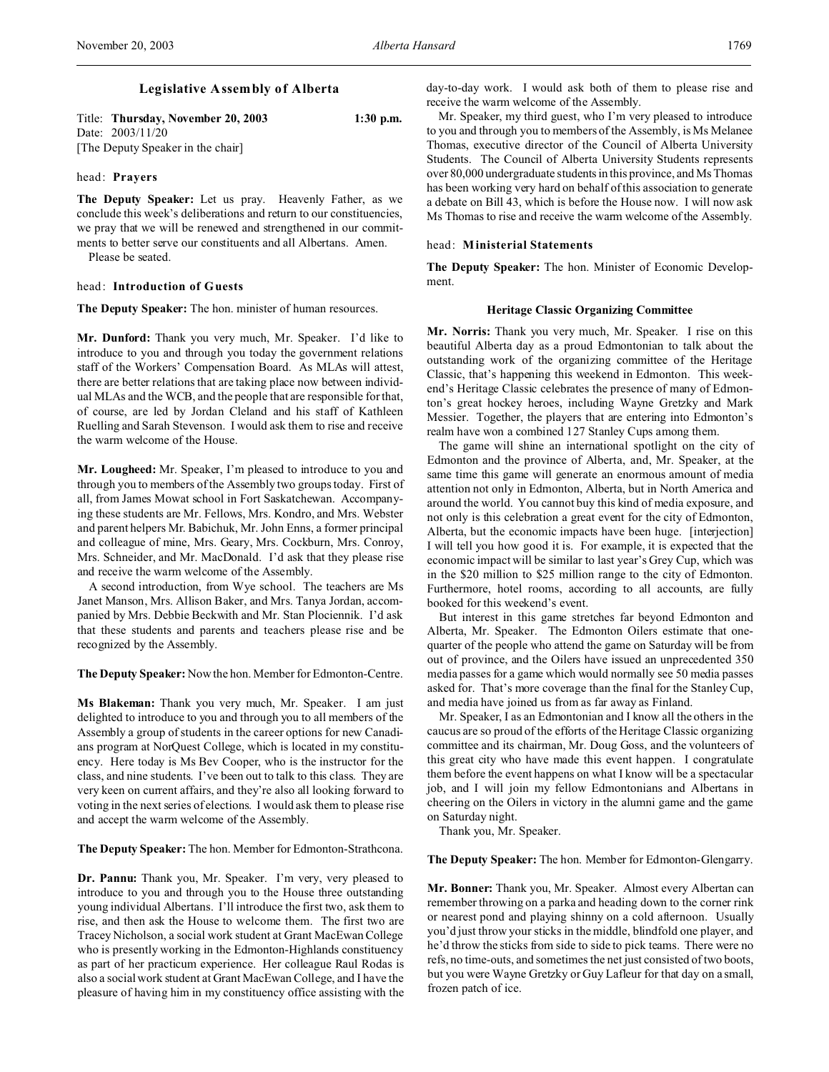## Legislative Assembly of Alberta

Title: **Thursday, November 20, 2003** 1:30 p.m.
Date: 2003/11/20
[The Deputy Speaker in the chair]

head: **Prayers**

**The Deputy Speaker:** Let us pray. Heavenly Father, as we conclude this week's deliberations and return to our constituencies, we pray that we will be renewed and strengthened in our commitments to better serve our constituents and all Albertans. Amen.

Please be seated.

head: **Introduction of Guests**

**The Deputy Speaker:** The hon. minister of human resources.

**Mr. Dunford:** Thank you very much, Mr. Speaker. I'd like to introduce to you and through you today the government relations staff of the Workers' Compensation Board. As MLAs will attest, there are better relations that are taking place now between individual MLAs and the WCB, and the people that are responsible for that, of course, are led by Jordan Cleland and his staff of Kathleen Ruelling and Sarah Stevenson. I would ask them to rise and receive the warm welcome of the House.

**Mr. Lougheed:** Mr. Speaker, I'm pleased to introduce to you and through you to members of the Assembly two groups today. First of all, from James Mowat school in Fort Saskatchewan. Accompanying these students are Mr. Fellows, Mrs. Kondro, and Mrs. Webster and parent helpers Mr. Babichuk, Mr. John Enns, a former principal and colleague of mine, Mrs. Geary, Mrs. Cockburn, Mrs. Conroy, Mrs. Schneider, and Mr. MacDonald. I'd ask that they please rise and receive the warm welcome of the Assembly.

A second introduction, from Wye school. The teachers are Ms Janet Manson, Mrs. Allison Baker, and Mrs. Tanya Jordan, accompanied by Mrs. Debbie Beckwith and Mr. Stan Plociennik. I'd ask that these students and parents and teachers please rise and be recognized by the Assembly.

**The Deputy Speaker:** Now the hon. Member for Edmonton-Centre.

**Ms Blakeman:** Thank you very much, Mr. Speaker. I am just delighted to introduce to you and through you to all members of the Assembly a group of students in the career options for new Canadians program at NorQuest College, which is located in my constituency. Here today is Ms Bev Cooper, who is the instructor for the class, and nine students. I've been out to talk to this class. They are very keen on current affairs, and they're also all looking forward to voting in the next series of elections. I would ask them to please rise and accept the warm welcome of the Assembly.

**The Deputy Speaker:** The hon. Member for Edmonton-Strathcona.

**Dr. Pannu:** Thank you, Mr. Speaker. I'm very, very pleased to introduce to you and through you to the House three outstanding young individual Albertans. I'll introduce the first two, ask them to rise, and then ask the House to welcome them. The first two are Tracey Nicholson, a social work student at Grant MacEwan College who is presently working in the Edmonton-Highlands constituency as part of her practicum experience. Her colleague Raul Rodas is also a social work student at Grant MacEwan College, and I have the pleasure of having him in my constituency office assisting with the day-to-day work. I would ask both of them to please rise and receive the warm welcome of the Assembly.

Mr. Speaker, my third guest, who I'm very pleased to introduce to you and through you to members of the Assembly, is Ms Melanee Thomas, executive director of the Council of Alberta University Students. The Council of Alberta University Students represents over 80,000 undergraduate students in this province, and Ms Thomas has been working very hard on behalf of this association to generate a debate on Bill 43, which is before the House now. I will now ask Ms Thomas to rise and receive the warm welcome of the Assembly.

head: **Ministerial Statements**

**The Deputy Speaker:** The hon. Minister of Economic Development.

### Heritage Classic Organizing Committee

**Mr. Norris:** Thank you very much, Mr. Speaker. I rise on this beautiful Alberta day as a proud Edmontonian to talk about the outstanding work of the organizing committee of the Heritage Classic, that's happening this weekend in Edmonton. This weekend's Heritage Classic celebrates the presence of many of Edmonton's great hockey heroes, including Wayne Gretzky and Mark Messier. Together, the players that are entering into Edmonton's realm have won a combined 127 Stanley Cups among them.

The game will shine an international spotlight on the city of Edmonton and the province of Alberta, and, Mr. Speaker, at the same time this game will generate an enormous amount of media attention not only in Edmonton, Alberta, but in North America and around the world. You cannot buy this kind of media exposure, and not only is this celebration a great event for the city of Edmonton, Alberta, but the economic impacts have been huge. [interjection] I will tell you how good it is. For example, it is expected that the economic impact will be similar to last year's Grey Cup, which was in the $20 million to $25 million range to the city of Edmonton. Furthermore, hotel rooms, according to all accounts, are fully booked for this weekend's event.

But interest in this game stretches far beyond Edmonton and Alberta, Mr. Speaker. The Edmonton Oilers estimate that one-quarter of the people who attend the game on Saturday will be from out of province, and the Oilers have issued an unprecedented 350 media passes for a game which would normally see 50 media passes asked for. That's more coverage than the final for the Stanley Cup, and media have joined us from as far away as Finland.

Mr. Speaker, I as an Edmontonian and I know all the others in the caucus are so proud of the efforts of the Heritage Classic organizing committee and its chairman, Mr. Doug Goss, and the volunteers of this great city who have made this event happen. I congratulate them before the event happens on what I know will be a spectacular job, and I will join my fellow Edmontonians and Albertans in cheering on the Oilers in victory in the alumni game and the game on Saturday night.

Thank you, Mr. Speaker.

**The Deputy Speaker:** The hon. Member for Edmonton-Glengarry.

**Mr. Bonner:** Thank you, Mr. Speaker. Almost every Albertan can remember throwing on a parka and heading down to the corner rink or nearest pond and playing shinny on a cold afternoon. Usually you'd just throw your sticks in the middle, blindfold one player, and he'd throw the sticks from side to side to pick teams. There were no refs, no time-outs, and sometimes the net just consisted of two boots, but you were Wayne Gretzky or Guy Lafleur for that day on a small, frozen patch of ice.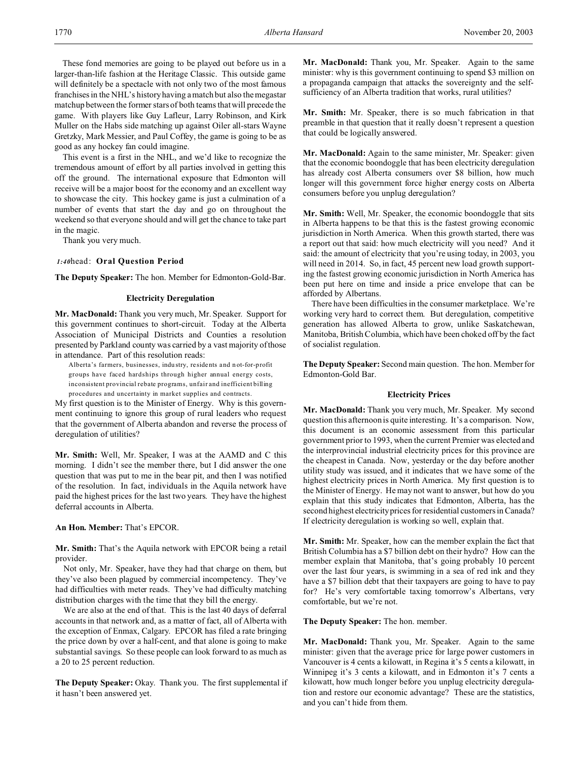These fond memories are going to be played out before us in a larger-than-life fashion at the Heritage Classic. This outside game will definitely be a spectacle with not only two of the most famous franchises in the NHL's history having a match but also the megastar matchup between the former stars of both teams that will precede the game. With players like Guy Lafleur, Larry Robinson, and Kirk Muller on the Habs side matching up against Oiler all-stars Wayne Gretzky, Mark Messier, and Paul Coffey, the game is going to be as good as any hockey fan could imagine.

This event is a first in the NHL, and we'd like to recognize the tremendous amount of effort by all parties involved in getting this off the ground. The international exposure that Edmonton will receive will be a major boost for the economy and an excellent way to showcase the city. This hockey game is just a culmination of a number of events that start the day and go on throughout the weekend so that everyone should and will get the chance to take part in the magic.

Thank you very much.

*1:40* head: **Oral Question Period**

**The Deputy Speaker:** The hon. Member for Edmonton-Gold-Bar.

### Electricity Deregulation

**Mr. MacDonald:** Thank you very much, Mr. Speaker. Support for this government continues to short-circuit. Today at the Alberta Association of Municipal Districts and Counties a resolution presented by Parkland county was carried by a vast majority of those in attendance. Part of this resolution reads:

> Alberta's farmers, businesses, industry, residents and not-for-profit groups have faced hardships through higher annual energy costs, inconsistent provincial rebate programs, unfair and inefficient billing procedures and uncertainty in market supplies and contracts.

My first question is to the Minister of Energy. Why is this government continuing to ignore this group of rural leaders who request that the government of Alberta abandon and reverse the process of deregulation of utilities?

**Mr. Smith:** Well, Mr. Speaker, I was at the AAMD and C this morning. I didn't see the member there, but I did answer the one question that was put to me in the bear pit, and then I was notified of the resolution. In fact, individuals in the Aquila network have paid the highest prices for the last two years. They have the highest deferral accounts in Alberta.

**An Hon. Member:** That's EPCOR.

**Mr. Smith:** That's the Aquila network with EPCOR being a retail provider.

Not only, Mr. Speaker, have they had that charge on them, but they've also been plagued by commercial incompetency. They've had difficulties with meter reads. They've had difficulty matching distribution charges with the time that they bill the energy.

We are also at the end of that. This is the last 40 days of deferral accounts in that network and, as a matter of fact, all of Alberta with the exception of Enmax, Calgary. EPCOR has filed a rate bringing the price down by over a half-cent, and that alone is going to make substantial savings. So these people can look forward to as much as a 20 to 25 percent reduction.

**The Deputy Speaker:** Okay. Thank you. The first supplemental if it hasn't been answered yet.

**Mr. MacDonald:** Thank you, Mr. Speaker. Again to the same minister: why is this government continuing to spend $3 million on a propaganda campaign that attacks the sovereignty and the self-sufficiency of an Alberta tradition that works, rural utilities?

**Mr. Smith:** Mr. Speaker, there is so much fabrication in that preamble in that question that it really doesn't represent a question that could be logically answered.

**Mr. MacDonald:** Again to the same minister, Mr. Speaker: given that the economic boondoggle that has been electricity deregulation has already cost Alberta consumers over $8 billion, how much longer will this government force higher energy costs on Alberta consumers before you unplug deregulation?

**Mr. Smith:** Well, Mr. Speaker, the economic boondoggle that sits in Alberta happens to be that this is the fastest growing economic jurisdiction in North America. When this growth started, there was a report out that said: how much electricity will you need? And it said: the amount of electricity that you're using today, in 2003, you will need in 2014. So, in fact, 45 percent new load growth supporting the fastest growing economic jurisdiction in North America has been put here on time and inside a price envelope that can be afforded by Albertans.

There have been difficulties in the consumer marketplace. We're working very hard to correct them. But deregulation, competitive generation has allowed Alberta to grow, unlike Saskatchewan, Manitoba, British Columbia, which have been choked off by the fact of socialist regulation.

**The Deputy Speaker:** Second main question. The hon. Member for Edmonton-Gold Bar.

### Electricity Prices

**Mr. MacDonald:** Thank you very much, Mr. Speaker. My second question this afternoon is quite interesting. It's a comparison. Now, this document is an economic assessment from this particular government prior to 1993, when the current Premier was elected and the interprovincial industrial electricity prices for this province are the cheapest in Canada. Now, yesterday or the day before another utility study was issued, and it indicates that we have some of the highest electricity prices in North America. My first question is to the Minister of Energy. He may not want to answer, but how do you explain that this study indicates that Edmonton, Alberta, has the second highest electricity prices for residential customers in Canada? If electricity deregulation is working so well, explain that.

**Mr. Smith:** Mr. Speaker, how can the member explain the fact that British Columbia has a $7 billion debt on their hydro? How can the member explain that Manitoba, that's going probably 10 percent over the last four years, is swimming in a sea of red ink and they have a $7 billion debt that their taxpayers are going to have to pay for? He's very comfortable taxing tomorrow's Albertans, very comfortable, but we're not.

**The Deputy Speaker:** The hon. member.

**Mr. MacDonald:** Thank you, Mr. Speaker. Again to the same minister: given that the average price for large power customers in Vancouver is 4 cents a kilowatt, in Regina it's 5 cents a kilowatt, in Winnipeg it's 3 cents a kilowatt, and in Edmonton it's 7 cents a kilowatt, how much longer before you unplug electricity deregulation and restore our economic advantage? These are the statistics, and you can't hide from them.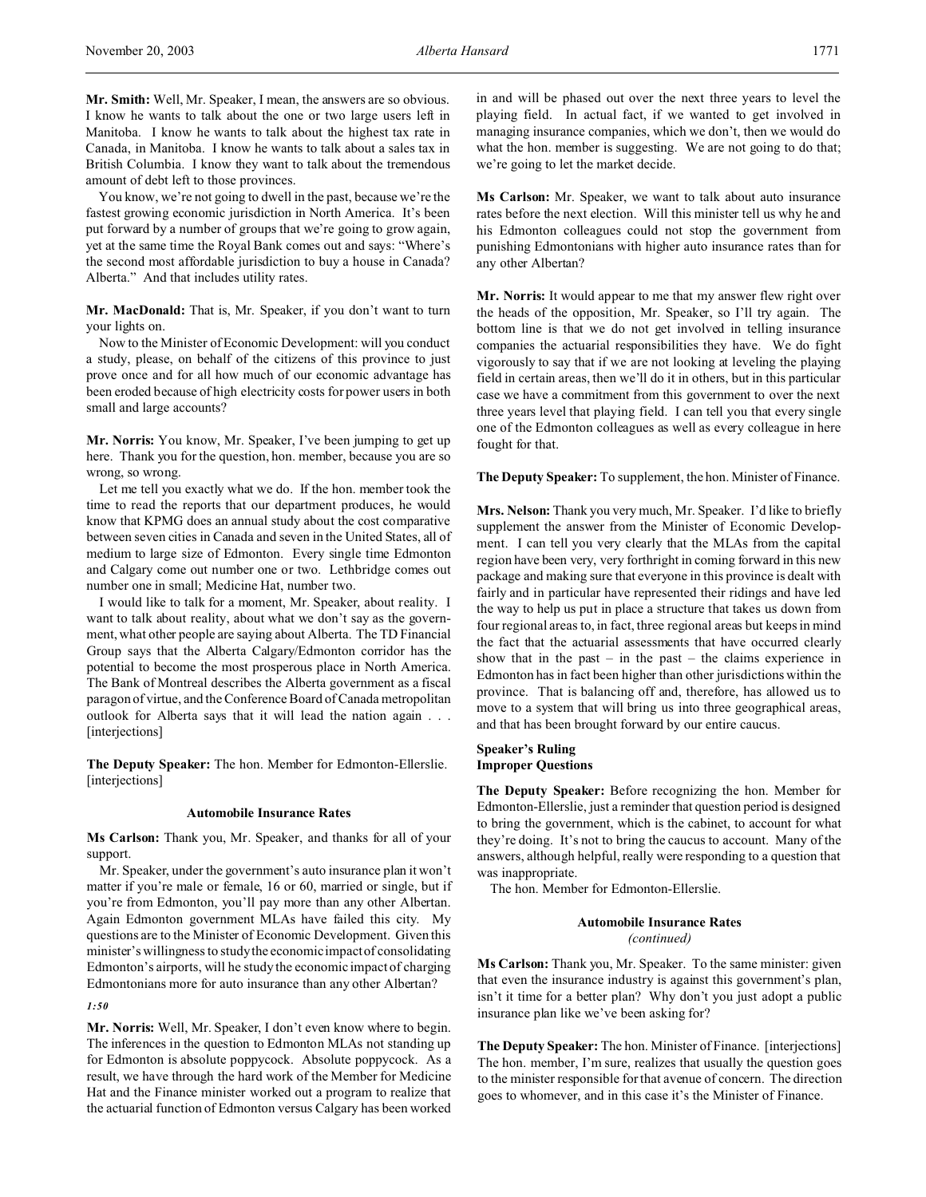**Mr. Smith:** Well, Mr. Speaker, I mean, the answers are so obvious. I know he wants to talk about the one or two large users left in Manitoba. I know he wants to talk about the highest tax rate in Canada, in Manitoba. I know he wants to talk about a sales tax in British Columbia. I know they want to talk about the tremendous amount of debt left to those provinces.

You know, we're not going to dwell in the past, because we're the fastest growing economic jurisdiction in North America. It's been put forward by a number of groups that we're going to grow again, yet at the same time the Royal Bank comes out and says: "Where's the second most affordable jurisdiction to buy a house in Canada? Alberta." And that includes utility rates.

**Mr. MacDonald:** That is, Mr. Speaker, if you don't want to turn your lights on.

Now to the Minister of Economic Development: will you conduct a study, please, on behalf of the citizens of this province to just prove once and for all how much of our economic advantage has been eroded because of high electricity costs for power users in both small and large accounts?

**Mr. Norris:** You know, Mr. Speaker, I've been jumping to get up here. Thank you for the question, hon. member, because you are so wrong, so wrong.

Let me tell you exactly what we do. If the hon. member took the time to read the reports that our department produces, he would know that KPMG does an annual study about the cost comparative between seven cities in Canada and seven in the United States, all of medium to large size of Edmonton. Every single time Edmonton and Calgary come out number one or two. Lethbridge comes out number one in small; Medicine Hat, number two.

I would like to talk for a moment, Mr. Speaker, about reality. I want to talk about reality, about what we don't say as the government, what other people are saying about Alberta. The TD Financial Group says that the Alberta Calgary/Edmonton corridor has the potential to become the most prosperous place in North America. The Bank of Montreal describes the Alberta government as a fiscal paragon of virtue, and the Conference Board of Canada metropolitan outlook for Alberta says that it will lead the nation again . . . [interjections]

**The Deputy Speaker:** The hon. Member for Edmonton-Ellerslie. [interjections]

### Automobile Insurance Rates

**Ms Carlson:** Thank you, Mr. Speaker, and thanks for all of your support.

Mr. Speaker, under the government's auto insurance plan it won't matter if you're male or female, 16 or 60, married or single, but if you're from Edmonton, you'll pay more than any other Albertan. Again Edmonton government MLAs have failed this city. My questions are to the Minister of Economic Development. Given this minister's willingness to study the economic impact of consolidating Edmonton's airports, will he study the economic impact of charging Edmontonians more for auto insurance than any other Albertan?

*1:50*

**Mr. Norris:** Well, Mr. Speaker, I don't even know where to begin. The inferences in the question to Edmonton MLAs not standing up for Edmonton is absolute poppycock. Absolute poppycock. As a result, we have through the hard work of the Member for Medicine Hat and the Finance minister worked out a program to realize that the actuarial function of Edmonton versus Calgary has been worked in and will be phased out over the next three years to level the playing field. In actual fact, if we wanted to get involved in managing insurance companies, which we don't, then we would do what the hon. member is suggesting. We are not going to do that; we're going to let the market decide.

**Ms Carlson:** Mr. Speaker, we want to talk about auto insurance rates before the next election. Will this minister tell us why he and his Edmonton colleagues could not stop the government from punishing Edmontonians with higher auto insurance rates than for any other Albertan?

**Mr. Norris:** It would appear to me that my answer flew right over the heads of the opposition, Mr. Speaker, so I'll try again. The bottom line is that we do not get involved in telling insurance companies the actuarial responsibilities they have. We do fight vigorously to say that if we are not looking at leveling the playing field in certain areas, then we'll do it in others, but in this particular case we have a commitment from this government to over the next three years level that playing field. I can tell you that every single one of the Edmonton colleagues as well as every colleague in here fought for that.

**The Deputy Speaker:** To supplement, the hon. Minister of Finance.

**Mrs. Nelson:** Thank you very much, Mr. Speaker. I'd like to briefly supplement the answer from the Minister of Economic Development. I can tell you very clearly that the MLAs from the capital region have been very, very forthright in coming forward in this new package and making sure that everyone in this province is dealt with fairly and in particular have represented their ridings and have led the way to help us put in place a structure that takes us down from four regional areas to, in fact, three regional areas but keeps in mind the fact that the actuarial assessments that have occurred clearly show that in the past – in the past – the claims experience in Edmonton has in fact been higher than other jurisdictions within the province. That is balancing off and, therefore, has allowed us to move to a system that will bring us into three geographical areas, and that has been brought forward by our entire caucus.

### Speaker's Ruling
### Improper Questions

**The Deputy Speaker:** Before recognizing the hon. Member for Edmonton-Ellerslie, just a reminder that question period is designed to bring the government, which is the cabinet, to account for what they're doing. It's not to bring the caucus to account. Many of the answers, although helpful, really were responding to a question that was inappropriate.

The hon. Member for Edmonton-Ellerslie.

### Automobile Insurance Rates
*(continued)*

**Ms Carlson:** Thank you, Mr. Speaker. To the same minister: given that even the insurance industry is against this government's plan, isn't it time for a better plan? Why don't you just adopt a public insurance plan like we've been asking for?

**The Deputy Speaker:** The hon. Minister of Finance. [interjections] The hon. member, I'm sure, realizes that usually the question goes to the minister responsible for that avenue of concern. The direction goes to whomever, and in this case it's the Minister of Finance.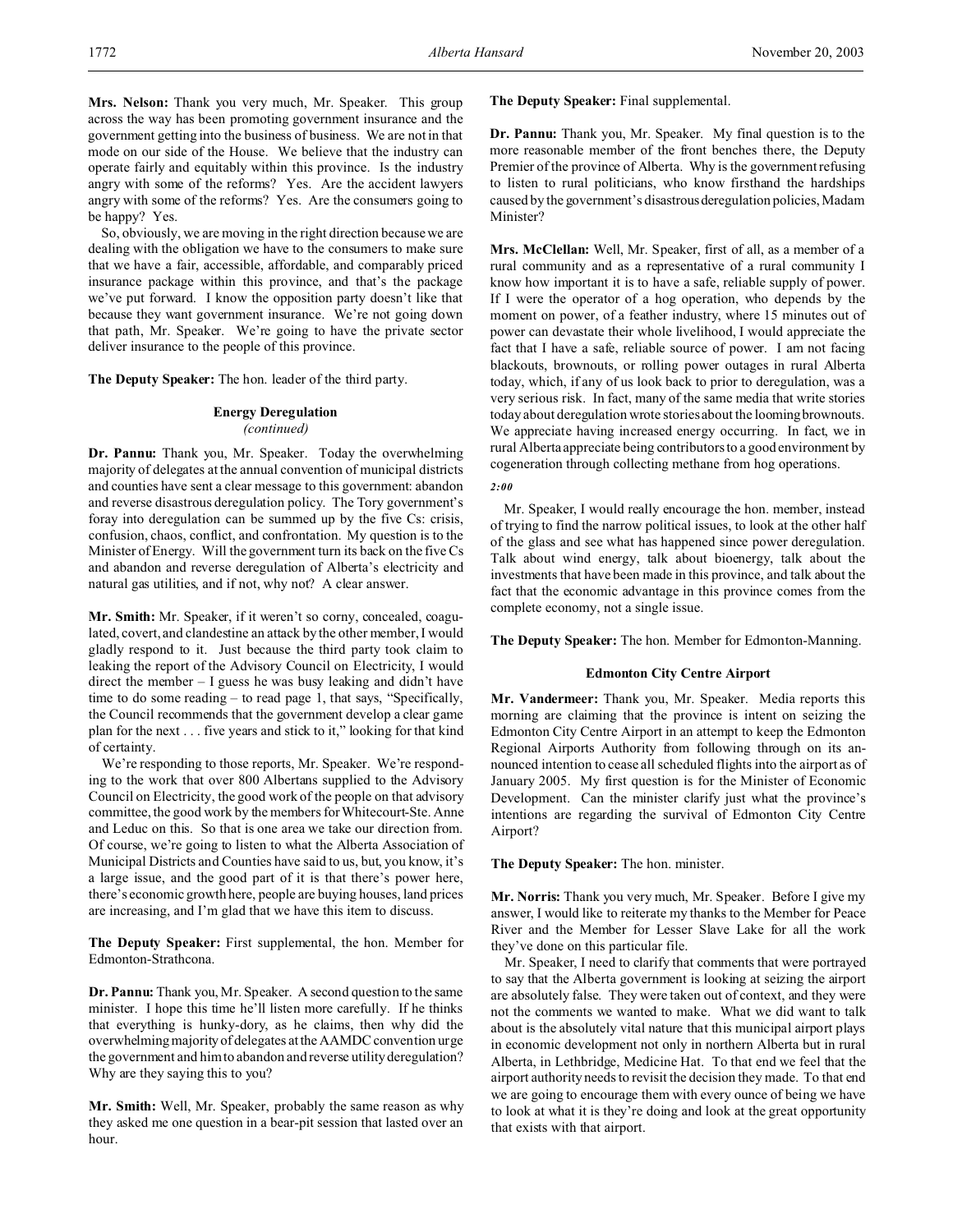**Mrs. Nelson:** Thank you very much, Mr. Speaker. This group across the way has been promoting government insurance and the government getting into the business of business. We are not in that mode on our side of the House. We believe that the industry can operate fairly and equitably within this province. Is the industry angry with some of the reforms? Yes. Are the accident lawyers angry with some of the reforms? Yes. Are the consumers going to be happy? Yes.

So, obviously, we are moving in the right direction because we are dealing with the obligation we have to the consumers to make sure that we have a fair, accessible, affordable, and comparably priced insurance package within this province, and that's the package we've put forward. I know the opposition party doesn't like that because they want government insurance. We're not going down that path, Mr. Speaker. We're going to have the private sector deliver insurance to the people of this province.

**The Deputy Speaker:** The hon. leader of the third party.

### Energy Deregulation
*(continued)*

**Dr. Pannu:** Thank you, Mr. Speaker. Today the overwhelming majority of delegates at the annual convention of municipal districts and counties have sent a clear message to this government: abandon and reverse disastrous deregulation policy. The Tory government's foray into deregulation can be summed up by the five Cs: crisis, confusion, chaos, conflict, and confrontation. My question is to the Minister of Energy. Will the government turn its back on the five Cs and abandon and reverse deregulation of Alberta's electricity and natural gas utilities, and if not, why not? A clear answer.

**Mr. Smith:** Mr. Speaker, if it weren't so corny, concealed, coagulated, covert, and clandestine an attack by the other member, I would gladly respond to it. Just because the third party took claim to leaking the report of the Advisory Council on Electricity, I would direct the member – I guess he was busy leaking and didn't have time to do some reading – to read page 1, that says, "Specifically, the Council recommends that the government develop a clear game plan for the next . . . five years and stick to it," looking for that kind of certainty.

We're responding to those reports, Mr. Speaker. We're responding to the work that over 800 Albertans supplied to the Advisory Council on Electricity, the good work of the people on that advisory committee, the good work by the members for Whitecourt-Ste. Anne and Leduc on this. So that is one area we take our direction from. Of course, we're going to listen to what the Alberta Association of Municipal Districts and Counties have said to us, but, you know, it's a large issue, and the good part of it is that there's power here, there's economic growth here, people are buying houses, land prices are increasing, and I'm glad that we have this item to discuss.

**The Deputy Speaker:** First supplemental, the hon. Member for Edmonton-Strathcona.

**Dr. Pannu:** Thank you, Mr. Speaker. A second question to the same minister. I hope this time he'll listen more carefully. If he thinks that everything is hunky-dory, as he claims, then why did the overwhelming majority of delegates at the AAMDC convention urge the government and him to abandon and reverse utility deregulation? Why are they saying this to you?

**Mr. Smith:** Well, Mr. Speaker, probably the same reason as why they asked me one question in a bear-pit session that lasted over an hour.

**The Deputy Speaker:** Final supplemental.

**Dr. Pannu:** Thank you, Mr. Speaker. My final question is to the more reasonable member of the front benches there, the Deputy Premier of the province of Alberta. Why is the government refusing to listen to rural politicians, who know firsthand the hardships caused by the government's disastrous deregulation policies, Madam Minister?

**Mrs. McClellan:** Well, Mr. Speaker, first of all, as a member of a rural community and as a representative of a rural community I know how important it is to have a safe, reliable supply of power. If I were the operator of a hog operation, who depends by the moment on power, of a feather industry, where 15 minutes out of power can devastate their whole livelihood, I would appreciate the fact that I have a safe, reliable source of power. I am not facing blackouts, brownouts, or rolling power outages in rural Alberta today, which, if any of us look back to prior to deregulation, was a very serious risk. In fact, many of the same media that write stories today about deregulation wrote stories about the looming brownouts. We appreciate having increased energy occurring. In fact, we in rural Alberta appreciate being contributors to a good environment by cogeneration through collecting methane from hog operations.

*2:00*

Mr. Speaker, I would really encourage the hon. member, instead of trying to find the narrow political issues, to look at the other half of the glass and see what has happened since power deregulation. Talk about wind energy, talk about bioenergy, talk about the investments that have been made in this province, and talk about the fact that the economic advantage in this province comes from the complete economy, not a single issue.

**The Deputy Speaker:** The hon. Member for Edmonton-Manning.

### Edmonton City Centre Airport

**Mr. Vandermeer:** Thank you, Mr. Speaker. Media reports this morning are claiming that the province is intent on seizing the Edmonton City Centre Airport in an attempt to keep the Edmonton Regional Airports Authority from following through on its announced intention to cease all scheduled flights into the airport as of January 2005. My first question is for the Minister of Economic Development. Can the minister clarify just what the province's intentions are regarding the survival of Edmonton City Centre Airport?

**The Deputy Speaker:** The hon. minister.

**Mr. Norris:** Thank you very much, Mr. Speaker. Before I give my answer, I would like to reiterate my thanks to the Member for Peace River and the Member for Lesser Slave Lake for all the work they've done on this particular file.

Mr. Speaker, I need to clarify that comments that were portrayed to say that the Alberta government is looking at seizing the airport are absolutely false. They were taken out of context, and they were not the comments we wanted to make. What we did want to talk about is the absolutely vital nature that this municipal airport plays in economic development not only in northern Alberta but in rural Alberta, in Lethbridge, Medicine Hat. To that end we feel that the airport authority needs to revisit the decision they made. To that end we are going to encourage them with every ounce of being we have to look at what it is they're doing and look at the great opportunity that exists with that airport.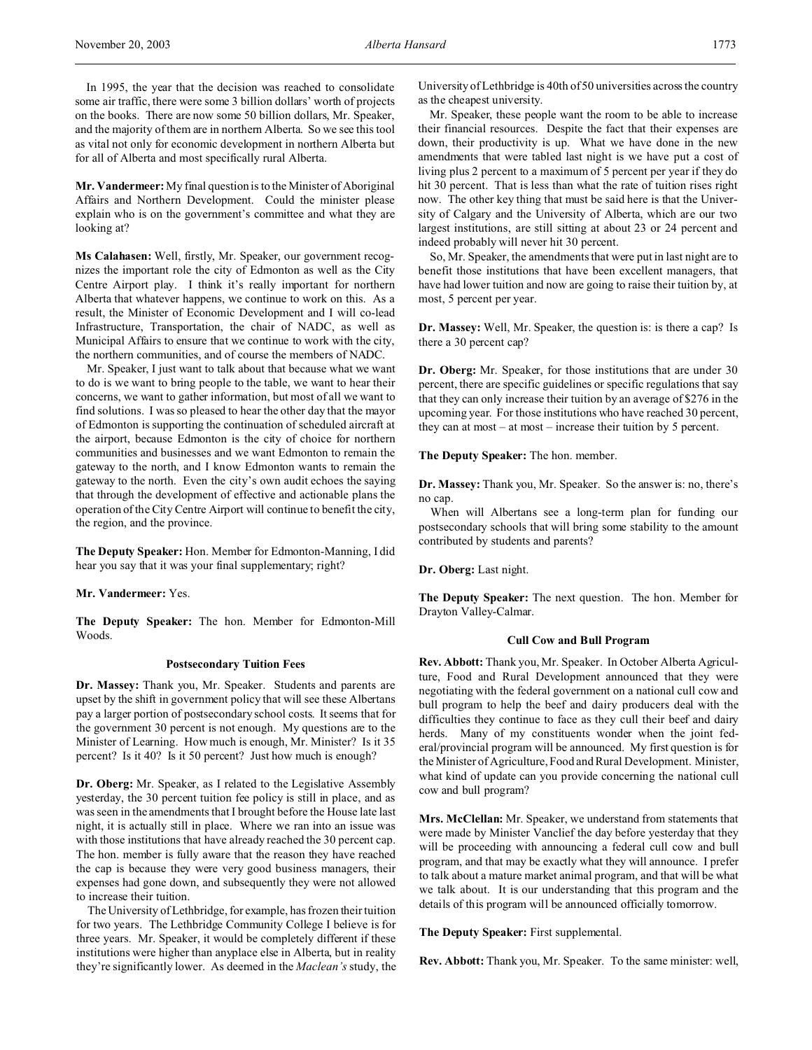In 1995, the year that the decision was reached to consolidate some air traffic, there were some 3 billion dollars' worth of projects on the books. There are now some 50 billion dollars, Mr. Speaker, and the majority of them are in northern Alberta. So we see this tool as vital not only for economic development in northern Alberta but for all of Alberta and most specifically rural Alberta.

**Mr. Vandermeer:** My final question is to the Minister of Aboriginal Affairs and Northern Development. Could the minister please explain who is on the government's committee and what they are looking at?

**Ms Calahasen:** Well, firstly, Mr. Speaker, our government recognizes the important role the city of Edmonton as well as the City Centre Airport play. I think it's really important for northern Alberta that whatever happens, we continue to work on this. As a result, the Minister of Economic Development and I will co-lead Infrastructure, Transportation, the chair of NADC, as well as Municipal Affairs to ensure that we continue to work with the city, the northern communities, and of course the members of NADC.

Mr. Speaker, I just want to talk about that because what we want to do is we want to bring people to the table, we want to hear their concerns, we want to gather information, but most of all we want to find solutions. I was so pleased to hear the other day that the mayor of Edmonton is supporting the continuation of scheduled aircraft at the airport, because Edmonton is the city of choice for northern communities and businesses and we want Edmonton to remain the gateway to the north, and I know Edmonton wants to remain the gateway to the north. Even the city's own audit echoes the saying that through the development of effective and actionable plans the operation of the City Centre Airport will continue to benefit the city, the region, and the province.

**The Deputy Speaker:** Hon. Member for Edmonton-Manning, I did hear you say that it was your final supplementary; right?

**Mr. Vandermeer:** Yes.

**The Deputy Speaker:** The hon. Member for Edmonton-Mill Woods.

### Postsecondary Tuition Fees

**Dr. Massey:** Thank you, Mr. Speaker. Students and parents are upset by the shift in government policy that will see these Albertans pay a larger portion of postsecondary school costs. It seems that for the government 30 percent is not enough. My questions are to the Minister of Learning. How much is enough, Mr. Minister? Is it 35 percent? Is it 40? Is it 50 percent? Just how much is enough?

**Dr. Oberg:** Mr. Speaker, as I related to the Legislative Assembly yesterday, the 30 percent tuition fee policy is still in place, and as was seen in the amendments that I brought before the House late last night, it is actually still in place. Where we ran into an issue was with those institutions that have already reached the 30 percent cap. The hon. member is fully aware that the reason they have reached the cap is because they were very good business managers, their expenses had gone down, and subsequently they were not allowed to increase their tuition.

The University of Lethbridge, for example, has frozen their tuition for two years. The Lethbridge Community College I believe is for three years. Mr. Speaker, it would be completely different if these institutions were higher than anyplace else in Alberta, but in reality they're significantly lower. As deemed in the *Maclean's* study, the University of Lethbridge is 40th of 50 universities across the country as the cheapest university.

Mr. Speaker, these people want the room to be able to increase their financial resources. Despite the fact that their expenses are down, their productivity is up. What we have done in the new amendments that were tabled last night is we have put a cost of living plus 2 percent to a maximum of 5 percent per year if they do hit 30 percent. That is less than what the rate of tuition rises right now. The other key thing that must be said here is that the University of Calgary and the University of Alberta, which are our two largest institutions, are still sitting at about 23 or 24 percent and indeed probably will never hit 30 percent.

So, Mr. Speaker, the amendments that were put in last night are to benefit those institutions that have been excellent managers, that have had lower tuition and now are going to raise their tuition by, at most, 5 percent per year.

**Dr. Massey:** Well, Mr. Speaker, the question is: is there a cap? Is there a 30 percent cap?

**Dr. Oberg:** Mr. Speaker, for those institutions that are under 30 percent, there are specific guidelines or specific regulations that say that they can only increase their tuition by an average of $276 in the upcoming year. For those institutions who have reached 30 percent, they can at most – at most – increase their tuition by 5 percent.

**The Deputy Speaker:** The hon. member.

**Dr. Massey:** Thank you, Mr. Speaker. So the answer is: no, there's no cap.

When will Albertans see a long-term plan for funding our postsecondary schools that will bring some stability to the amount contributed by students and parents?

**Dr. Oberg:** Last night.

**The Deputy Speaker:** The next question. The hon. Member for Drayton Valley-Calmar.

### Cull Cow and Bull Program

**Rev. Abbott:** Thank you, Mr. Speaker. In October Alberta Agriculture, Food and Rural Development announced that they were negotiating with the federal government on a national cull cow and bull program to help the beef and dairy producers deal with the difficulties they continue to face as they cull their beef and dairy herds. Many of my constituents wonder when the joint federal/provincial program will be announced. My first question is for the Minister of Agriculture, Food and Rural Development. Minister, what kind of update can you provide concerning the national cull cow and bull program?

**Mrs. McClellan:** Mr. Speaker, we understand from statements that were made by Minister Vanclief the day before yesterday that they will be proceeding with announcing a federal cull cow and bull program, and that may be exactly what they will announce. I prefer to talk about a mature market animal program, and that will be what we talk about. It is our understanding that this program and the details of this program will be announced officially tomorrow.

**The Deputy Speaker:** First supplemental.

**Rev. Abbott:** Thank you, Mr. Speaker. To the same minister: well,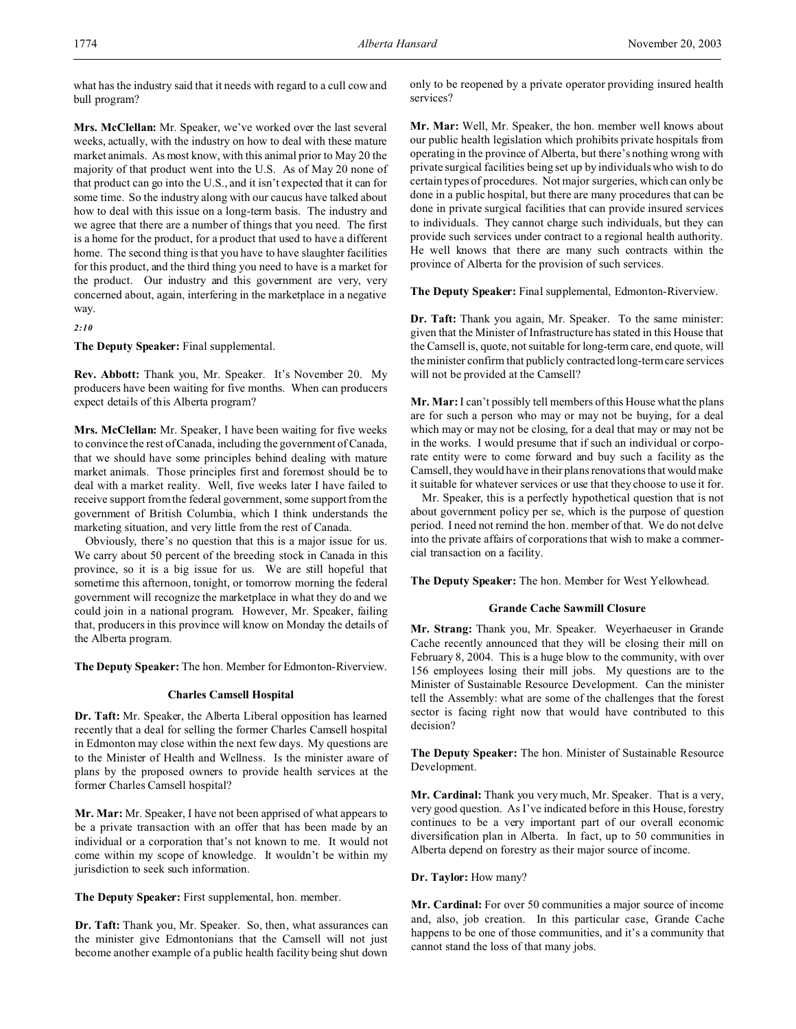what has the industry said that it needs with regard to a cull cow and bull program?

**Mrs. McClellan:** Mr. Speaker, we've worked over the last several weeks, actually, with the industry on how to deal with these mature market animals. As most know, with this animal prior to May 20 the majority of that product went into the U.S. As of May 20 none of that product can go into the U.S., and it isn't expected that it can for some time. So the industry along with our caucus have talked about how to deal with this issue on a long-term basis. The industry and we agree that there are a number of things that you need. The first is a home for the product, for a product that used to have a different home. The second thing is that you have to have slaughter facilities for this product, and the third thing you need to have is a market for the product. Our industry and this government are very, very concerned about, again, interfering in the marketplace in a negative way.

*2:10*

**The Deputy Speaker:** Final supplemental.

**Rev. Abbott:** Thank you, Mr. Speaker. It's November 20. My producers have been waiting for five months. When can producers expect details of this Alberta program?

**Mrs. McClellan:** Mr. Speaker, I have been waiting for five weeks to convince the rest of Canada, including the government of Canada, that we should have some principles behind dealing with mature market animals. Those principles first and foremost should be to deal with a market reality. Well, five weeks later I have failed to receive support from the federal government, some support from the government of British Columbia, which I think understands the marketing situation, and very little from the rest of Canada.

Obviously, there's no question that this is a major issue for us. We carry about 50 percent of the breeding stock in Canada in this province, so it is a big issue for us. We are still hopeful that sometime this afternoon, tonight, or tomorrow morning the federal government will recognize the marketplace in what they do and we could join in a national program. However, Mr. Speaker, failing that, producers in this province will know on Monday the details of the Alberta program.

**The Deputy Speaker:** The hon. Member for Edmonton-Riverview.

### Charles Camsell Hospital

**Dr. Taft:** Mr. Speaker, the Alberta Liberal opposition has learned recently that a deal for selling the former Charles Camsell hospital in Edmonton may close within the next few days. My questions are to the Minister of Health and Wellness. Is the minister aware of plans by the proposed owners to provide health services at the former Charles Camsell hospital?

**Mr. Mar:** Mr. Speaker, I have not been apprised of what appears to be a private transaction with an offer that has been made by an individual or a corporation that's not known to me. It would not come within my scope of knowledge. It wouldn't be within my jurisdiction to seek such information.

**The Deputy Speaker:** First supplemental, hon. member.

**Dr. Taft:** Thank you, Mr. Speaker. So, then, what assurances can the minister give Edmontonians that the Camsell will not just become another example of a public health facility being shut down only to be reopened by a private operator providing insured health services?

**Mr. Mar:** Well, Mr. Speaker, the hon. member well knows about our public health legislation which prohibits private hospitals from operating in the province of Alberta, but there's nothing wrong with private surgical facilities being set up by individuals who wish to do certain types of procedures. Not major surgeries, which can only be done in a public hospital, but there are many procedures that can be done in private surgical facilities that can provide insured services to individuals. They cannot charge such individuals, but they can provide such services under contract to a regional health authority. He well knows that there are many such contracts within the province of Alberta for the provision of such services.

**The Deputy Speaker:** Final supplemental, Edmonton-Riverview.

**Dr. Taft:** Thank you again, Mr. Speaker. To the same minister: given that the Minister of Infrastructure has stated in this House that the Camsell is, quote, not suitable for long-term care, end quote, will the minister confirm that publicly contracted long-term care services will not be provided at the Camsell?

**Mr. Mar:** I can't possibly tell members of this House what the plans are for such a person who may or may not be buying, for a deal which may or may not be closing, for a deal that may or may not be in the works. I would presume that if such an individual or corporate entity were to come forward and buy such a facility as the Camsell, they would have in their plans renovations that would make it suitable for whatever services or use that they choose to use it for.

Mr. Speaker, this is a perfectly hypothetical question that is not about government policy per se, which is the purpose of question period. I need not remind the hon. member of that. We do not delve into the private affairs of corporations that wish to make a commercial transaction on a facility.

**The Deputy Speaker:** The hon. Member for West Yellowhead.

### Grande Cache Sawmill Closure

**Mr. Strang:** Thank you, Mr. Speaker. Weyerhaeuser in Grande Cache recently announced that they will be closing their mill on February 8, 2004. This is a huge blow to the community, with over 156 employees losing their mill jobs. My questions are to the Minister of Sustainable Resource Development. Can the minister tell the Assembly: what are some of the challenges that the forest sector is facing right now that would have contributed to this decision?

**The Deputy Speaker:** The hon. Minister of Sustainable Resource Development.

**Mr. Cardinal:** Thank you very much, Mr. Speaker. That is a very, very good question. As I've indicated before in this House, forestry continues to be a very important part of our overall economic diversification plan in Alberta. In fact, up to 50 communities in Alberta depend on forestry as their major source of income.

**Dr. Taylor:** How many?

**Mr. Cardinal:** For over 50 communities a major source of income and, also, job creation. In this particular case, Grande Cache happens to be one of those communities, and it's a community that cannot stand the loss of that many jobs.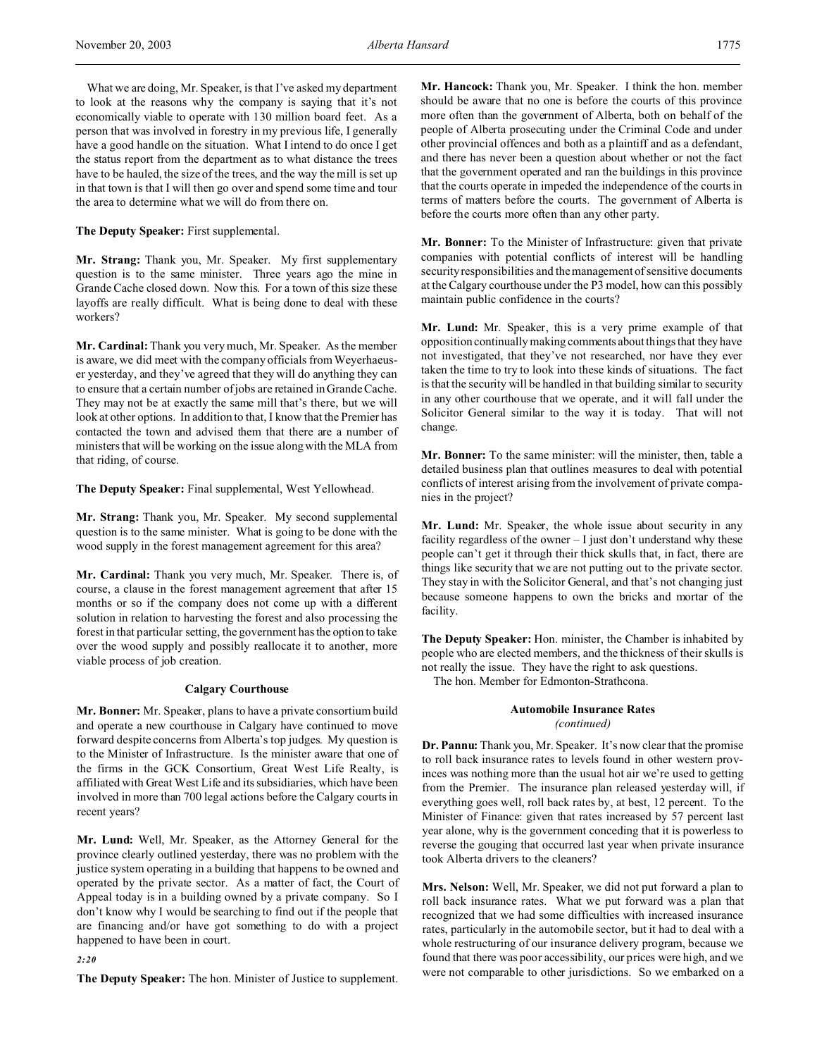What we are doing, Mr. Speaker, is that I've asked my department to look at the reasons why the company is saying that it's not economically viable to operate with 130 million board feet. As a person that was involved in forestry in my previous life, I generally have a good handle on the situation. What I intend to do once I get the status report from the department as to what distance the trees have to be hauled, the size of the trees, and the way the mill is set up in that town is that I will then go over and spend some time and tour the area to determine what we will do from there on.

**The Deputy Speaker:** First supplemental.

**Mr. Strang:** Thank you, Mr. Speaker. My first supplementary question is to the same minister. Three years ago the mine in Grande Cache closed down. Now this. For a town of this size these layoffs are really difficult. What is being done to deal with these workers?

**Mr. Cardinal:** Thank you very much, Mr. Speaker. As the member is aware, we did meet with the company officials from Weyerhaeuser yesterday, and they've agreed that they will do anything they can to ensure that a certain number of jobs are retained in Grande Cache. They may not be at exactly the same mill that's there, but we will look at other options. In addition to that, I know that the Premier has contacted the town and advised them that there are a number of ministers that will be working on the issue along with the MLA from that riding, of course.

**The Deputy Speaker:** Final supplemental, West Yellowhead.

**Mr. Strang:** Thank you, Mr. Speaker. My second supplemental question is to the same minister. What is going to be done with the wood supply in the forest management agreement for this area?

**Mr. Cardinal:** Thank you very much, Mr. Speaker. There is, of course, a clause in the forest management agreement that after 15 months or so if the company does not come up with a different solution in relation to harvesting the forest and also processing the forest in that particular setting, the government has the option to take over the wood supply and possibly reallocate it to another, more viable process of job creation.

### Calgary Courthouse

**Mr. Bonner:** Mr. Speaker, plans to have a private consortium build and operate a new courthouse in Calgary have continued to move forward despite concerns from Alberta's top judges. My question is to the Minister of Infrastructure. Is the minister aware that one of the firms in the GCK Consortium, Great West Life Realty, is affiliated with Great West Life and its subsidiaries, which have been involved in more than 700 legal actions before the Calgary courts in recent years?

**Mr. Lund:** Well, Mr. Speaker, as the Attorney General for the province clearly outlined yesterday, there was no problem with the justice system operating in a building that happens to be owned and operated by the private sector. As a matter of fact, the Court of Appeal today is in a building owned by a private company. So I don't know why I would be searching to find out if the people that are financing and/or have got something to do with a project happened to have been in court.

*2:20*

**The Deputy Speaker:** The hon. Minister of Justice to supplement.

**Mr. Hancock:** Thank you, Mr. Speaker. I think the hon. member should be aware that no one is before the courts of this province more often than the government of Alberta, both on behalf of the people of Alberta prosecuting under the Criminal Code and under other provincial offences and both as a plaintiff and as a defendant, and there has never been a question about whether or not the fact that the government operated and ran the buildings in this province that the courts operate in impeded the independence of the courts in terms of matters before the courts. The government of Alberta is before the courts more often than any other party.

**Mr. Bonner:** To the Minister of Infrastructure: given that private companies with potential conflicts of interest will be handling security responsibilities and the management of sensitive documents at the Calgary courthouse under the P3 model, how can this possibly maintain public confidence in the courts?

**Mr. Lund:** Mr. Speaker, this is a very prime example of that opposition continually making comments about things that they have not investigated, that they've not researched, nor have they ever taken the time to try to look into these kinds of situations. The fact is that the security will be handled in that building similar to security in any other courthouse that we operate, and it will fall under the Solicitor General similar to the way it is today. That will not change.

**Mr. Bonner:** To the same minister: will the minister, then, table a detailed business plan that outlines measures to deal with potential conflicts of interest arising from the involvement of private companies in the project?

**Mr. Lund:** Mr. Speaker, the whole issue about security in any facility regardless of the owner – I just don't understand why these people can't get it through their thick skulls that, in fact, there are things like security that we are not putting out to the private sector. They stay in with the Solicitor General, and that's not changing just because someone happens to own the bricks and mortar of the facility.

**The Deputy Speaker:** Hon. minister, the Chamber is inhabited by people who are elected members, and the thickness of their skulls is not really the issue. They have the right to ask questions.

The hon. Member for Edmonton-Strathcona.

### Automobile Insurance Rates
*(continued)*

**Dr. Pannu:** Thank you, Mr. Speaker. It's now clear that the promise to roll back insurance rates to levels found in other western provinces was nothing more than the usual hot air we're used to getting from the Premier. The insurance plan released yesterday will, if everything goes well, roll back rates by, at best, 12 percent. To the Minister of Finance: given that rates increased by 57 percent last year alone, why is the government conceding that it is powerless to reverse the gouging that occurred last year when private insurance took Alberta drivers to the cleaners?

**Mrs. Nelson:** Well, Mr. Speaker, we did not put forward a plan to roll back insurance rates. What we put forward was a plan that recognized that we had some difficulties with increased insurance rates, particularly in the automobile sector, but it had to deal with a whole restructuring of our insurance delivery program, because we found that there was poor accessibility, our prices were high, and we were not comparable to other jurisdictions. So we embarked on a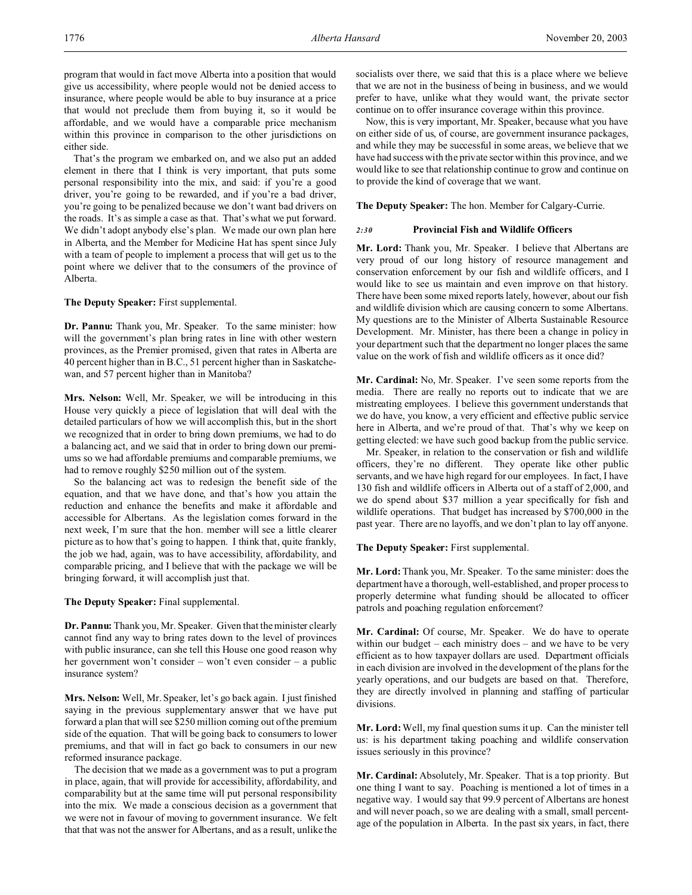program that would in fact move Alberta into a position that would give us accessibility, where people would not be denied access to insurance, where people would be able to buy insurance at a price that would not preclude them from buying it, so it would be affordable, and we would have a comparable price mechanism within this province in comparison to the other jurisdictions on either side.

That's the program we embarked on, and we also put an added element in there that I think is very important, that puts some personal responsibility into the mix, and said: if you're a good driver, you're going to be rewarded, and if you're a bad driver, you're going to be penalized because we don't want bad drivers on the roads. It's as simple a case as that. That's what we put forward. We didn't adopt anybody else's plan. We made our own plan here in Alberta, and the Member for Medicine Hat has spent since July with a team of people to implement a process that will get us to the point where we deliver that to the consumers of the province of Alberta.

**The Deputy Speaker:** First supplemental.

**Dr. Pannu:** Thank you, Mr. Speaker. To the same minister: how will the government's plan bring rates in line with other western provinces, as the Premier promised, given that rates in Alberta are 40 percent higher than in B.C., 51 percent higher than in Saskatchewan, and 57 percent higher than in Manitoba?

**Mrs. Nelson:** Well, Mr. Speaker, we will be introducing in this House very quickly a piece of legislation that will deal with the detailed particulars of how we will accomplish this, but in the short we recognized that in order to bring down premiums, we had to do a balancing act, and we said that in order to bring down our premiums so we had affordable premiums and comparable premiums, we had to remove roughly $250 million out of the system.

So the balancing act was to redesign the benefit side of the equation, and that we have done, and that's how you attain the reduction and enhance the benefits and make it affordable and accessible for Albertans. As the legislation comes forward in the next week, I'm sure that the hon. member will see a little clearer picture as to how that's going to happen. I think that, quite frankly, the job we had, again, was to have accessibility, affordability, and comparable pricing, and I believe that with the package we will be bringing forward, it will accomplish just that.

**The Deputy Speaker:** Final supplemental.

**Dr. Pannu:** Thank you, Mr. Speaker. Given that the minister clearly cannot find any way to bring rates down to the level of provinces with public insurance, can she tell this House one good reason why her government won't consider – won't even consider – a public insurance system?

**Mrs. Nelson:** Well, Mr. Speaker, let's go back again. I just finished saying in the previous supplementary answer that we have put forward a plan that will see $250 million coming out of the premium side of the equation. That will be going back to consumers to lower premiums, and that will in fact go back to consumers in our new reformed insurance package.

The decision that we made as a government was to put a program in place, again, that will provide for accessibility, affordability, and comparability but at the same time will put personal responsibility into the mix. We made a conscious decision as a government that we were not in favour of moving to government insurance. We felt that that was not the answer for Albertans, and as a result, unlike the socialists over there, we said that this is a place where we believe that we are not in the business of being in business, and we would prefer to have, unlike what they would want, the private sector continue on to offer insurance coverage within this province.

Now, this is very important, Mr. Speaker, because what you have on either side of us, of course, are government insurance packages, and while they may be successful in some areas, we believe that we have had success with the private sector within this province, and we would like to see that relationship continue to grow and continue on to provide the kind of coverage that we want.

**The Deputy Speaker:** The hon. Member for Calgary-Currie.

### *2:30* Provincial Fish and Wildlife Officers

**Mr. Lord:** Thank you, Mr. Speaker. I believe that Albertans are very proud of our long history of resource management and conservation enforcement by our fish and wildlife officers, and I would like to see us maintain and even improve on that history. There have been some mixed reports lately, however, about our fish and wildlife division which are causing concern to some Albertans. My questions are to the Minister of Alberta Sustainable Resource Development. Mr. Minister, has there been a change in policy in your department such that the department no longer places the same value on the work of fish and wildlife officers as it once did?

**Mr. Cardinal:** No, Mr. Speaker. I've seen some reports from the media. There are really no reports out to indicate that we are mistreating employees. I believe this government understands that we do have, you know, a very efficient and effective public service here in Alberta, and we're proud of that. That's why we keep on getting elected: we have such good backup from the public service.

Mr. Speaker, in relation to the conservation or fish and wildlife officers, they're no different. They operate like other public servants, and we have high regard for our employees. In fact, I have 130 fish and wildlife officers in Alberta out of a staff of 2,000, and we do spend about $37 million a year specifically for fish and wildlife operations. That budget has increased by $700,000 in the past year. There are no layoffs, and we don't plan to lay off anyone.

**The Deputy Speaker:** First supplemental.

**Mr. Lord:** Thank you, Mr. Speaker. To the same minister: does the department have a thorough, well-established, and proper process to properly determine what funding should be allocated to officer patrols and poaching regulation enforcement?

**Mr. Cardinal:** Of course, Mr. Speaker. We do have to operate within our budget – each ministry does – and we have to be very efficient as to how taxpayer dollars are used. Department officials in each division are involved in the development of the plans for the yearly operations, and our budgets are based on that. Therefore, they are directly involved in planning and staffing of particular divisions.

**Mr. Lord:** Well, my final question sums it up. Can the minister tell us: is his department taking poaching and wildlife conservation issues seriously in this province?

**Mr. Cardinal:** Absolutely, Mr. Speaker. That is a top priority. But one thing I want to say. Poaching is mentioned a lot of times in a negative way. I would say that 99.9 percent of Albertans are honest and will never poach, so we are dealing with a small, small percentage of the population in Alberta. In the past six years, in fact, there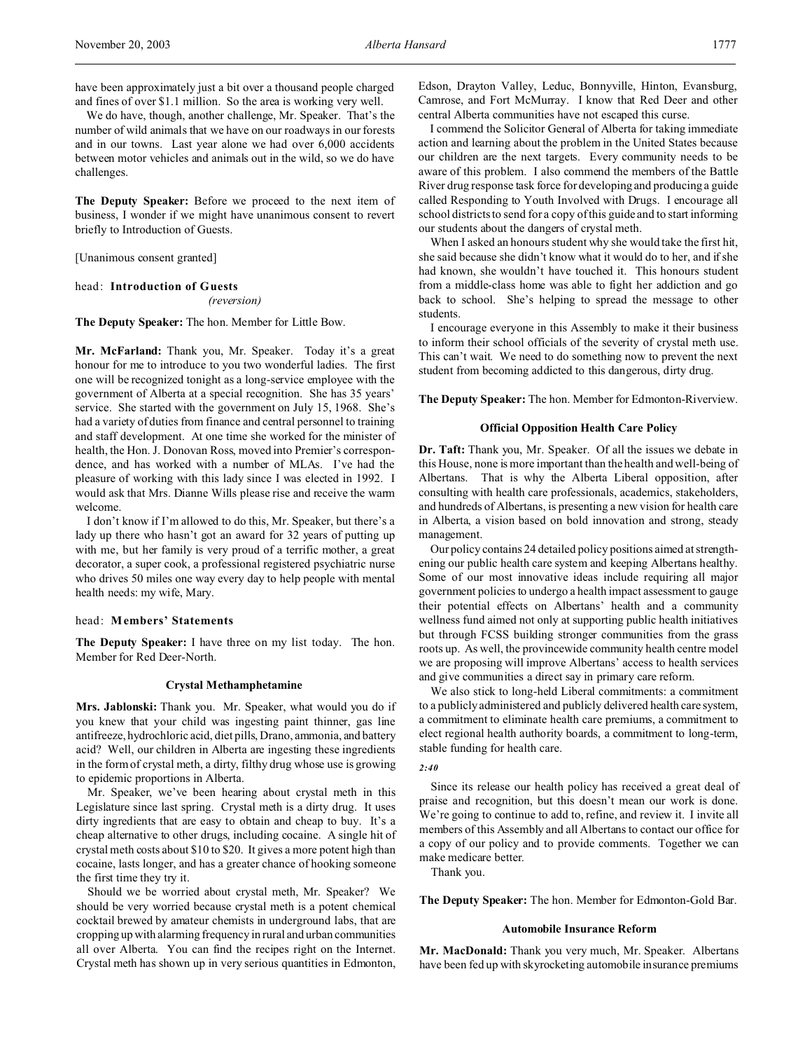have been approximately just a bit over a thousand people charged and fines of over $1.1 million. So the area is working very well.

We do have, though, another challenge, Mr. Speaker. That's the number of wild animals that we have on our roadways in our forests and in our towns. Last year alone we had over 6,000 accidents between motor vehicles and animals out in the wild, so we do have challenges.

**The Deputy Speaker:** Before we proceed to the next item of business, I wonder if we might have unanimous consent to revert briefly to Introduction of Guests.

[Unanimous consent granted]

head: **Introduction of Guests**
*(reversion)*

**The Deputy Speaker:** The hon. Member for Little Bow.

**Mr. McFarland:** Thank you, Mr. Speaker. Today it's a great honour for me to introduce to you two wonderful ladies. The first one will be recognized tonight as a long-service employee with the government of Alberta at a special recognition. She has 35 years' service. She started with the government on July 15, 1968. She's had a variety of duties from finance and central personnel to training and staff development. At one time she worked for the minister of health, the Hon. J. Donovan Ross, moved into Premier's correspondence, and has worked with a number of MLAs. I've had the pleasure of working with this lady since I was elected in 1992. I would ask that Mrs. Dianne Wills please rise and receive the warm welcome.

I don't know if I'm allowed to do this, Mr. Speaker, but there's a lady up there who hasn't got an award for 32 years of putting up with me, but her family is very proud of a terrific mother, a great decorator, a super cook, a professional registered psychiatric nurse who drives 50 miles one way every day to help people with mental health needs: my wife, Mary.

head: **Members' Statements**

**The Deputy Speaker:** I have three on my list today. The hon. Member for Red Deer-North.

### Crystal Methamphetamine

**Mrs. Jablonski:** Thank you. Mr. Speaker, what would you do if you knew that your child was ingesting paint thinner, gas line antifreeze, hydrochloric acid, diet pills, Drano, ammonia, and battery acid? Well, our children in Alberta are ingesting these ingredients in the form of crystal meth, a dirty, filthy drug whose use is growing to epidemic proportions in Alberta.

Mr. Speaker, we've been hearing about crystal meth in this Legislature since last spring. Crystal meth is a dirty drug. It uses dirty ingredients that are easy to obtain and cheap to buy. It's a cheap alternative to other drugs, including cocaine. A single hit of crystal meth costs about $10 to $20. It gives a more potent high than cocaine, lasts longer, and has a greater chance of hooking someone the first time they try it.

Should we be worried about crystal meth, Mr. Speaker? We should be very worried because crystal meth is a potent chemical cocktail brewed by amateur chemists in underground labs, that are cropping up with alarming frequency in rural and urban communities all over Alberta. You can find the recipes right on the Internet. Crystal meth has shown up in very serious quantities in Edmonton, Edson, Drayton Valley, Leduc, Bonnyville, Hinton, Evansburg, Camrose, and Fort McMurray. I know that Red Deer and other central Alberta communities have not escaped this curse.

I commend the Solicitor General of Alberta for taking immediate action and learning about the problem in the United States because our children are the next targets. Every community needs to be aware of this problem. I also commend the members of the Battle River drug response task force for developing and producing a guide called Responding to Youth Involved with Drugs. I encourage all school districts to send for a copy of this guide and to start informing our students about the dangers of crystal meth.

When I asked an honours student why she would take the first hit, she said because she didn't know what it would do to her, and if she had known, she wouldn't have touched it. This honours student from a middle-class home was able to fight her addiction and go back to school. She's helping to spread the message to other students.

I encourage everyone in this Assembly to make it their business to inform their school officials of the severity of crystal meth use. This can't wait. We need to do something now to prevent the next student from becoming addicted to this dangerous, dirty drug.

**The Deputy Speaker:** The hon. Member for Edmonton-Riverview.

### Official Opposition Health Care Policy

**Dr. Taft:** Thank you, Mr. Speaker. Of all the issues we debate in this House, none is more important than the health and well-being of Albertans. That is why the Alberta Liberal opposition, after consulting with health care professionals, academics, stakeholders, and hundreds of Albertans, is presenting a new vision for health care in Alberta, a vision based on bold innovation and strong, steady management.

Our policy contains 24 detailed policy positions aimed at strengthening our public health care system and keeping Albertans healthy. Some of our most innovative ideas include requiring all major government policies to undergo a health impact assessment to gauge their potential effects on Albertans' health and a community wellness fund aimed not only at supporting public health initiatives but through FCSS building stronger communities from the grass roots up. As well, the provincewide community health centre model we are proposing will improve Albertans' access to health services and give communities a direct say in primary care reform.

We also stick to long-held Liberal commitments: a commitment to a publicly administered and publicly delivered health care system, a commitment to eliminate health care premiums, a commitment to elect regional health authority boards, a commitment to long-term, stable funding for health care.

*2:40*

Since its release our health policy has received a great deal of praise and recognition, but this doesn't mean our work is done. We're going to continue to add to, refine, and review it. I invite all members of this Assembly and all Albertans to contact our office for a copy of our policy and to provide comments. Together we can make medicare better.

Thank you.

**The Deputy Speaker:** The hon. Member for Edmonton-Gold Bar.

### Automobile Insurance Reform

**Mr. MacDonald:** Thank you very much, Mr. Speaker. Albertans have been fed up with skyrocketing automobile insurance premiums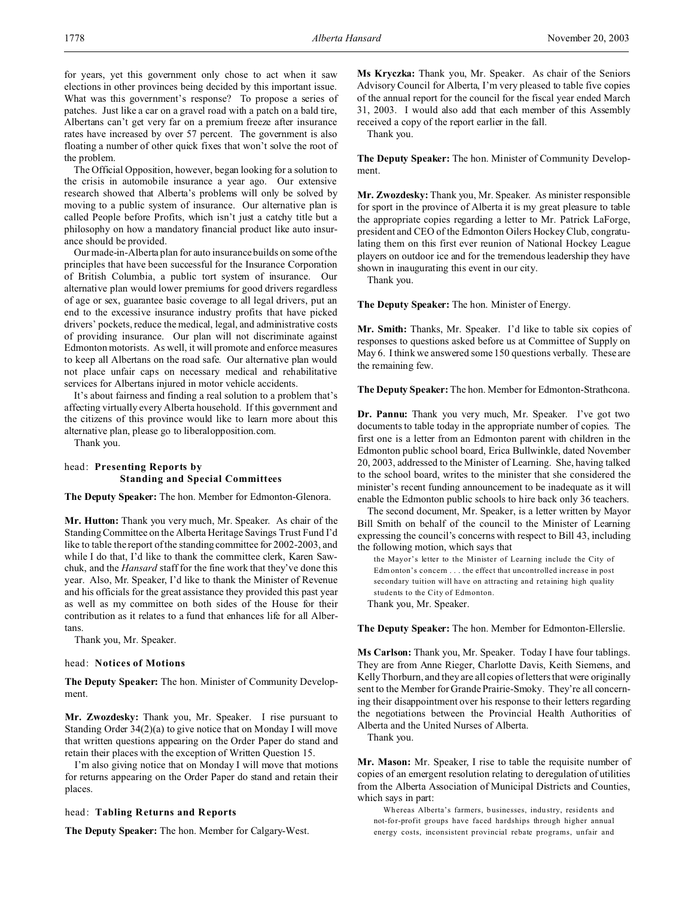for years, yet this government only chose to act when it saw elections in other provinces being decided by this important issue. What was this government's response? To propose a series of patches. Just like a car on a gravel road with a patch on a bald tire, Albertans can't get very far on a premium freeze after insurance rates have increased by over 57 percent. The government is also floating a number of other quick fixes that won't solve the root of the problem.

The Official Opposition, however, began looking for a solution to the crisis in automobile insurance a year ago. Our extensive research showed that Alberta's problems will only be solved by moving to a public system of insurance. Our alternative plan is called People before Profits, which isn't just a catchy title but a philosophy on how a mandatory financial product like auto insurance should be provided.

Our made-in-Alberta plan for auto insurance builds on some of the principles that have been successful for the Insurance Corporation of British Columbia, a public tort system of insurance. Our alternative plan would lower premiums for good drivers regardless of age or sex, guarantee basic coverage to all legal drivers, put an end to the excessive insurance industry profits that have picked drivers' pockets, reduce the medical, legal, and administrative costs of providing insurance. Our plan will not discriminate against Edmonton motorists. As well, it will promote and enforce measures to keep all Albertans on the road safe. Our alternative plan would not place unfair caps on necessary medical and rehabilitative services for Albertans injured in motor vehicle accidents.

It's about fairness and finding a real solution to a problem that's affecting virtually every Alberta household. If this government and the citizens of this province would like to learn more about this alternative plan, please go to liberalopposition.com.

Thank you.

head: **Presenting Reports by Standing and Special Committees**

**The Deputy Speaker:** The hon. Member for Edmonton-Glenora.

**Mr. Hutton:** Thank you very much, Mr. Speaker. As chair of the Standing Committee on the Alberta Heritage Savings Trust Fund I'd like to table the report of the standing committee for 2002-2003, and while I do that, I'd like to thank the committee clerk, Karen Sawchuk, and the *Hansard* staff for the fine work that they've done this year. Also, Mr. Speaker, I'd like to thank the Minister of Revenue and his officials for the great assistance they provided this past year as well as my committee on both sides of the House for their contribution as it relates to a fund that enhances life for all Albertans.

Thank you, Mr. Speaker.

head: **Notices of Motions**

**The Deputy Speaker:** The hon. Minister of Community Development.

**Mr. Zwozdesky:** Thank you, Mr. Speaker. I rise pursuant to Standing Order 34(2)(a) to give notice that on Monday I will move that written questions appearing on the Order Paper do stand and retain their places with the exception of Written Question 15.

I'm also giving notice that on Monday I will move that motions for returns appearing on the Order Paper do stand and retain their places.

head: **Tabling Returns and Reports**

**The Deputy Speaker:** The hon. Member for Calgary-West.

**Ms Kryczka:** Thank you, Mr. Speaker. As chair of the Seniors Advisory Council for Alberta, I'm very pleased to table five copies of the annual report for the council for the fiscal year ended March 31, 2003. I would also add that each member of this Assembly received a copy of the report earlier in the fall.

Thank you.

**The Deputy Speaker:** The hon. Minister of Community Development.

**Mr. Zwozdesky:** Thank you, Mr. Speaker. As minister responsible for sport in the province of Alberta it is my great pleasure to table the appropriate copies regarding a letter to Mr. Patrick LaForge, president and CEO of the Edmonton Oilers Hockey Club, congratulating them on this first ever reunion of National Hockey League players on outdoor ice and for the tremendous leadership they have shown in inaugurating this event in our city.

Thank you.

**The Deputy Speaker:** The hon. Minister of Energy.

**Mr. Smith:** Thanks, Mr. Speaker. I'd like to table six copies of responses to questions asked before us at Committee of Supply on May 6. I think we answered some 150 questions verbally. These are the remaining few.

**The Deputy Speaker:** The hon. Member for Edmonton-Strathcona.

**Dr. Pannu:** Thank you very much, Mr. Speaker. I've got two documents to table today in the appropriate number of copies. The first one is a letter from an Edmonton parent with children in the Edmonton public school board, Erica Bullwinkle, dated November 20, 2003, addressed to the Minister of Learning. She, having talked to the school board, writes to the minister that she considered the minister's recent funding announcement to be inadequate as it will enable the Edmonton public schools to hire back only 36 teachers.

The second document, Mr. Speaker, is a letter written by Mayor Bill Smith on behalf of the council to the Minister of Learning expressing the council's concerns with respect to Bill 43, including the following motion, which says that

> the Mayor's letter to the Minister of Learning include the City of Edmonton's concern . . . the effect that uncontrolled increase in post secondary tuition will have on attracting and retaining high quality students to the City of Edmonton.

Thank you, Mr. Speaker.

**The Deputy Speaker:** The hon. Member for Edmonton-Ellerslie.

**Ms Carlson:** Thank you, Mr. Speaker. Today I have four tablings. They are from Anne Rieger, Charlotte Davis, Keith Siemens, and Kelly Thorburn, and they are all copies of letters that were originally sent to the Member for Grande Prairie-Smoky. They're all concerning their disappointment over his response to their letters regarding the negotiations between the Provincial Health Authorities of Alberta and the United Nurses of Alberta.

Thank you.

**Mr. Mason:** Mr. Speaker, I rise to table the requisite number of copies of an emergent resolution relating to deregulation of utilities from the Alberta Association of Municipal Districts and Counties, which says in part:

> Whereas Alberta's farmers, businesses, industry, residents and not-for-profit groups have faced hardships through higher annual energy costs, inconsistent provincial rebate programs, unfair and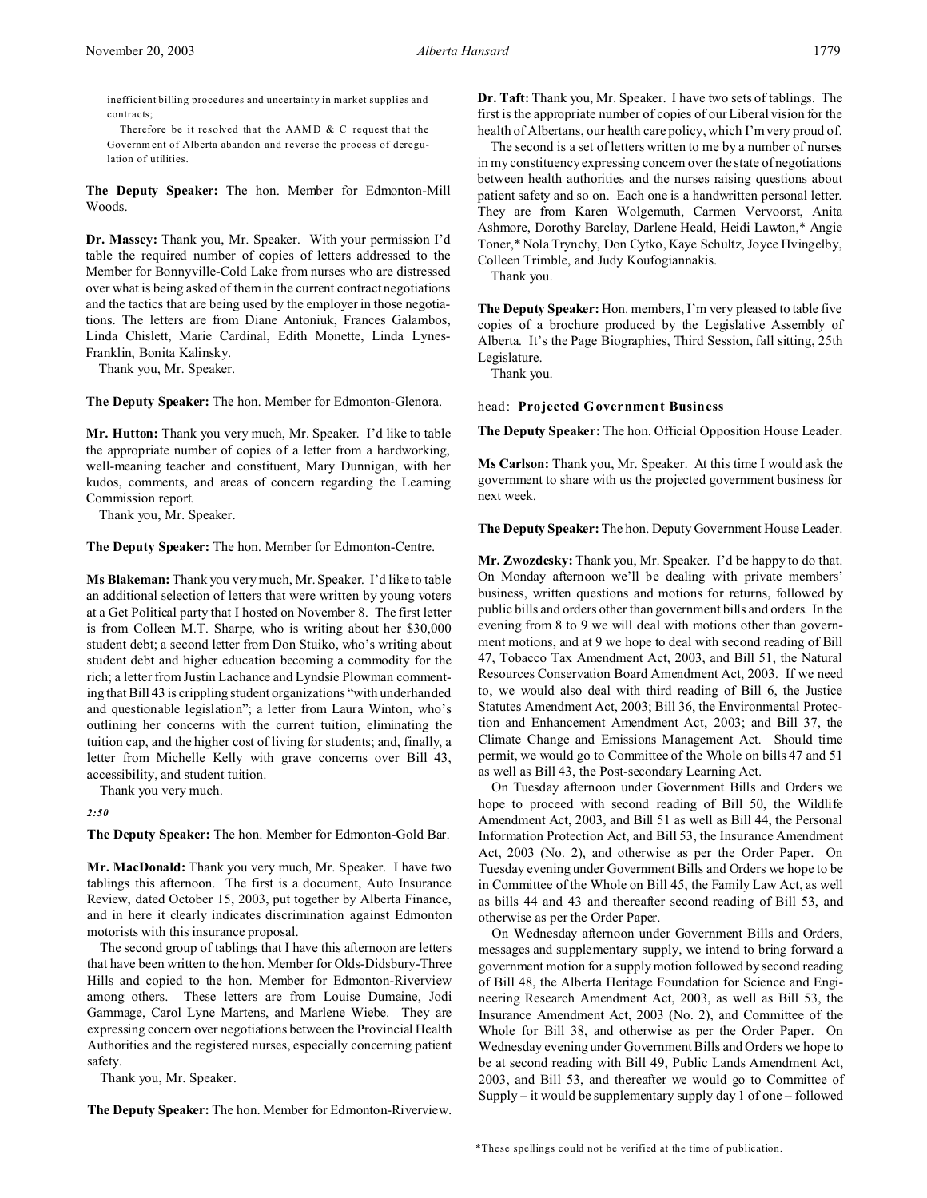inefficient billing procedures and uncertainty in market supplies and contracts;

Therefore be it resolved that the AAMD & C request that the Government of Alberta abandon and reverse the process of deregulation of utilities.

**The Deputy Speaker:** The hon. Member for Edmonton-Mill Woods.

**Dr. Massey:** Thank you, Mr. Speaker. With your permission I'd table the required number of copies of letters addressed to the Member for Bonnyville-Cold Lake from nurses who are distressed over what is being asked of them in the current contract negotiations and the tactics that are being used by the employer in those negotiations. The letters are from Diane Antoniuk, Frances Galambos, Linda Chislett, Marie Cardinal, Edith Monette, Linda Lynes-Franklin, Bonita Kalinsky.

Thank you, Mr. Speaker.

**The Deputy Speaker:** The hon. Member for Edmonton-Glenora.

**Mr. Hutton:** Thank you very much, Mr. Speaker. I'd like to table the appropriate number of copies of a letter from a hardworking, well-meaning teacher and constituent, Mary Dunnigan, with her kudos, comments, and areas of concern regarding the Learning Commission report.

Thank you, Mr. Speaker.

**The Deputy Speaker:** The hon. Member for Edmonton-Centre.

**Ms Blakeman:** Thank you very much, Mr. Speaker. I'd like to table an additional selection of letters that were written by young voters at a Get Political party that I hosted on November 8. The first letter is from Colleen M.T. Sharpe, who is writing about her $30,000 student debt; a second letter from Don Stuiko, who's writing about student debt and higher education becoming a commodity for the rich; a letter from Justin Lachance and Lyndsie Plowman commenting that Bill 43 is crippling student organizations "with underhanded and questionable legislation"; a letter from Laura Winton, who's outlining her concerns with the current tuition, eliminating the tuition cap, and the higher cost of living for students; and, finally, a letter from Michelle Kelly with grave concerns over Bill 43, accessibility, and student tuition.

Thank you very much.

*2:50*

**The Deputy Speaker:** The hon. Member for Edmonton-Gold Bar.

**Mr. MacDonald:** Thank you very much, Mr. Speaker. I have two tablings this afternoon. The first is a document, Auto Insurance Review, dated October 15, 2003, put together by Alberta Finance, and in here it clearly indicates discrimination against Edmonton motorists with this insurance proposal.

The second group of tablings that I have this afternoon are letters that have been written to the hon. Member for Olds-Didsbury-Three Hills and copied to the hon. Member for Edmonton-Riverview among others. These letters are from Louise Dumaine, Jodi Gammage, Carol Lyne Martens, and Marlene Wiebe. They are expressing concern over negotiations between the Provincial Health Authorities and the registered nurses, especially concerning patient safety.

Thank you, Mr. Speaker.

**The Deputy Speaker:** The hon. Member for Edmonton-Riverview.

**Dr. Taft:** Thank you, Mr. Speaker. I have two sets of tablings. The first is the appropriate number of copies of our Liberal vision for the health of Albertans, our health care policy, which I'm very proud of.

The second is a set of letters written to me by a number of nurses in my constituency expressing concern over the state of negotiations between health authorities and the nurses raising questions about patient safety and so on. Each one is a handwritten personal letter. They are from Karen Wolgemuth, Carmen Vervoorst, Anita Ashmore, Dorothy Barclay, Darlene Heald, Heidi Lawton,* Angie Toner,* Nola Trynchy, Don Cytko, Kaye Schultz, Joyce Hvingelby, Colleen Trimble, and Judy Koufogiannakis.

Thank you.

**The Deputy Speaker:** Hon. members, I'm very pleased to table five copies of a brochure produced by the Legislative Assembly of Alberta. It's the Page Biographies, Third Session, fall sitting, 25th Legislature.

Thank you.

head: **Projected Government Business**

**The Deputy Speaker:** The hon. Official Opposition House Leader.

**Ms Carlson:** Thank you, Mr. Speaker. At this time I would ask the government to share with us the projected government business for next week.

**The Deputy Speaker:** The hon. Deputy Government House Leader.

**Mr. Zwozdesky:** Thank you, Mr. Speaker. I'd be happy to do that. On Monday afternoon we'll be dealing with private members' business, written questions and motions for returns, followed by public bills and orders other than government bills and orders. In the evening from 8 to 9 we will deal with motions other than government motions, and at 9 we hope to deal with second reading of Bill 47, Tobacco Tax Amendment Act, 2003, and Bill 51, the Natural Resources Conservation Board Amendment Act, 2003. If we need to, we would also deal with third reading of Bill 6, the Justice Statutes Amendment Act, 2003; Bill 36, the Environmental Protection and Enhancement Amendment Act, 2003; and Bill 37, the Climate Change and Emissions Management Act. Should time permit, we would go to Committee of the Whole on bills 47 and 51 as well as Bill 43, the Post-secondary Learning Act.

On Tuesday afternoon under Government Bills and Orders we hope to proceed with second reading of Bill 50, the Wildlife Amendment Act, 2003, and Bill 51 as well as Bill 44, the Personal Information Protection Act, and Bill 53, the Insurance Amendment Act, 2003 (No. 2), and otherwise as per the Order Paper. On Tuesday evening under Government Bills and Orders we hope to be in Committee of the Whole on Bill 45, the Family Law Act, as well as bills 44 and 43 and thereafter second reading of Bill 53, and otherwise as per the Order Paper.

On Wednesday afternoon under Government Bills and Orders, messages and supplementary supply, we intend to bring forward a government motion for a supply motion followed by second reading of Bill 48, the Alberta Heritage Foundation for Science and Engineering Research Amendment Act, 2003, as well as Bill 53, the Insurance Amendment Act, 2003 (No. 2), and Committee of the Whole for Bill 38, and otherwise as per the Order Paper. On Wednesday evening under Government Bills and Orders we hope to be at second reading with Bill 49, Public Lands Amendment Act, 2003, and Bill 53, and thereafter we would go to Committee of Supply – it would be supplementary supply day 1 of one – followed

*These spellings could not be verified at the time of publication.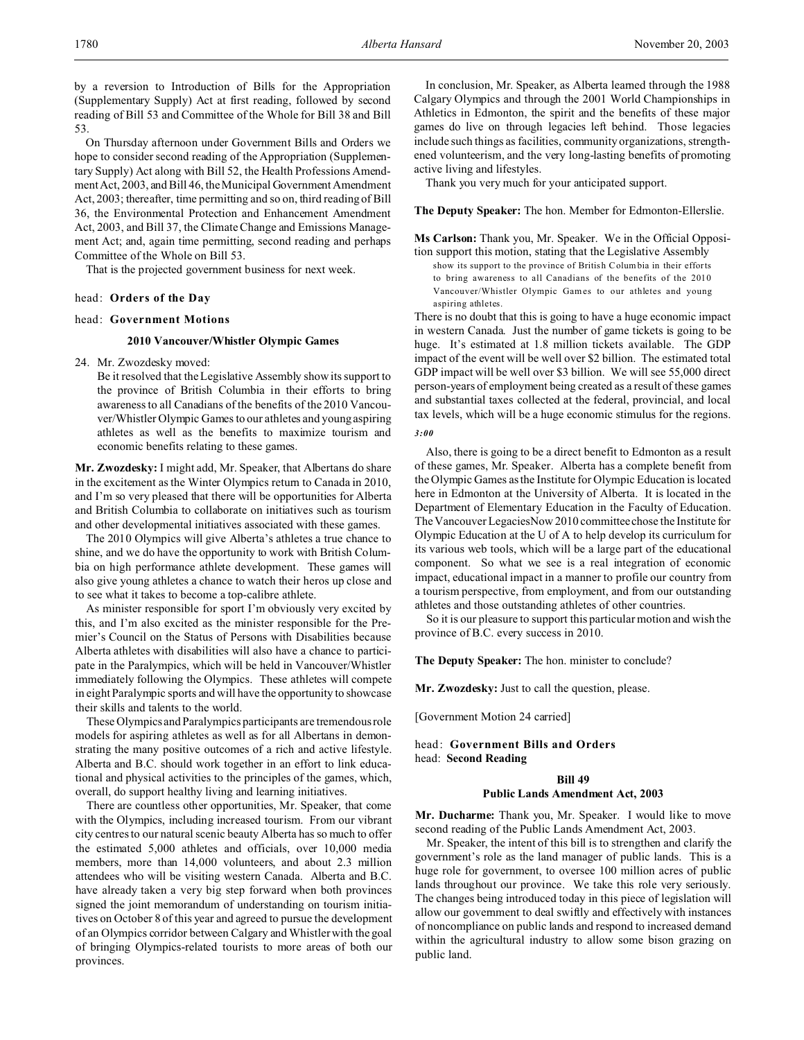by a reversion to Introduction of Bills for the Appropriation (Supplementary Supply) Act at first reading, followed by second reading of Bill 53 and Committee of the Whole for Bill 38 and Bill 53.

On Thursday afternoon under Government Bills and Orders we hope to consider second reading of the Appropriation (Supplementary Supply) Act along with Bill 52, the Health Professions Amendment Act, 2003, and Bill 46, the Municipal Government Amendment Act, 2003; thereafter, time permitting and so on, third reading of Bill 36, the Environmental Protection and Enhancement Amendment Act, 2003, and Bill 37, the Climate Change and Emissions Management Act; and, again time permitting, second reading and perhaps Committee of the Whole on Bill 53.

That is the projected government business for next week.

head: **Orders of the Day**

head: **Government Motions**

### 2010 Vancouver/Whistler Olympic Games

24. Mr. Zwozdesky moved:
   Be it resolved that the Legislative Assembly show its support to the province of British Columbia in their efforts to bring awareness to all Canadians of the benefits of the 2010 Vancouver/Whistler Olympic Games to our athletes and young aspiring athletes as well as the benefits to maximize tourism and economic benefits relating to these games.

**Mr. Zwozdesky:** I might add, Mr. Speaker, that Albertans do share in the excitement as the Winter Olympics return to Canada in 2010, and I'm so very pleased that there will be opportunities for Alberta and British Columbia to collaborate on initiatives such as tourism and other developmental initiatives associated with these games.

The 2010 Olympics will give Alberta's athletes a true chance to shine, and we do have the opportunity to work with British Columbia on high performance athlete development. These games will also give young athletes a chance to watch their heros up close and to see what it takes to become a top-calibre athlete.

As minister responsible for sport I'm obviously very excited by this, and I'm also excited as the minister responsible for the Premier's Council on the Status of Persons with Disabilities because Alberta athletes with disabilities will also have a chance to participate in the Paralympics, which will be held in Vancouver/Whistler immediately following the Olympics. These athletes will compete in eight Paralympic sports and will have the opportunity to showcase their skills and talents to the world.

These Olympics and Paralympics participants are tremendous role models for aspiring athletes as well as for all Albertans in demonstrating the many positive outcomes of a rich and active lifestyle. Alberta and B.C. should work together in an effort to link educational and physical activities to the principles of the games, which, overall, do support healthy living and learning initiatives.

There are countless other opportunities, Mr. Speaker, that come with the Olympics, including increased tourism. From our vibrant city centres to our natural scenic beauty Alberta has so much to offer the estimated 5,000 athletes and officials, over 10,000 media members, more than 14,000 volunteers, and about 2.3 million attendees who will be visiting western Canada. Alberta and B.C. have already taken a very big step forward when both provinces signed the joint memorandum of understanding on tourism initiatives on October 8 of this year and agreed to pursue the development of an Olympics corridor between Calgary and Whistler with the goal of bringing Olympics-related tourists to more areas of both our provinces.

In conclusion, Mr. Speaker, as Alberta learned through the 1988 Calgary Olympics and through the 2001 World Championships in Athletics in Edmonton, the spirit and the benefits of these major games do live on through legacies left behind. Those legacies include such things as facilities, community organizations, strengthened volunteerism, and the very long-lasting benefits of promoting active living and lifestyles.

Thank you very much for your anticipated support.

**The Deputy Speaker:** The hon. Member for Edmonton-Ellerslie.

**Ms Carlson:** Thank you, Mr. Speaker. We in the Official Opposition support this motion, stating that the Legislative Assembly

> show its support to the province of British Columbia in their efforts to bring awareness to all Canadians of the benefits of the 2010 Vancouver/Whistler Olympic Games to our athletes and young aspiring athletes.

There is no doubt that this is going to have a huge economic impact in western Canada. Just the number of game tickets is going to be huge. It's estimated at 1.8 million tickets available. The GDP impact of the event will be well over $2 billion. The estimated total GDP impact will be well over $3 billion. We will see 55,000 direct person-years of employment being created as a result of these games and substantial taxes collected at the federal, provincial, and local tax levels, which will be a huge economic stimulus for the regions.

*3:00*

Also, there is going to be a direct benefit to Edmonton as a result of these games, Mr. Speaker. Alberta has a complete benefit from the Olympic Games as the Institute for Olympic Education is located here in Edmonton at the University of Alberta. It is located in the Department of Elementary Education in the Faculty of Education. The Vancouver LegaciesNow 2010 committee chose the Institute for Olympic Education at the U of A to help develop its curriculum for its various web tools, which will be a large part of the educational component. So what we see is a real integration of economic impact, educational impact in a manner to profile our country from a tourism perspective, from employment, and from our outstanding athletes and those outstanding athletes of other countries.

So it is our pleasure to support this particular motion and wish the province of B.C. every success in 2010.

**The Deputy Speaker:** The hon. minister to conclude?

**Mr. Zwozdesky:** Just to call the question, please.

[Government Motion 24 carried]

head: **Government Bills and Orders**
head: **Second Reading**

### Bill 49
### Public Lands Amendment Act, 2003

**Mr. Ducharme:** Thank you, Mr. Speaker. I would like to move second reading of the Public Lands Amendment Act, 2003.

Mr. Speaker, the intent of this bill is to strengthen and clarify the government's role as the land manager of public lands. This is a huge role for government, to oversee 100 million acres of public lands throughout our province. We take this role very seriously. The changes being introduced today in this piece of legislation will allow our government to deal swiftly and effectively with instances of noncompliance on public lands and respond to increased demand within the agricultural industry to allow some bison grazing on public land.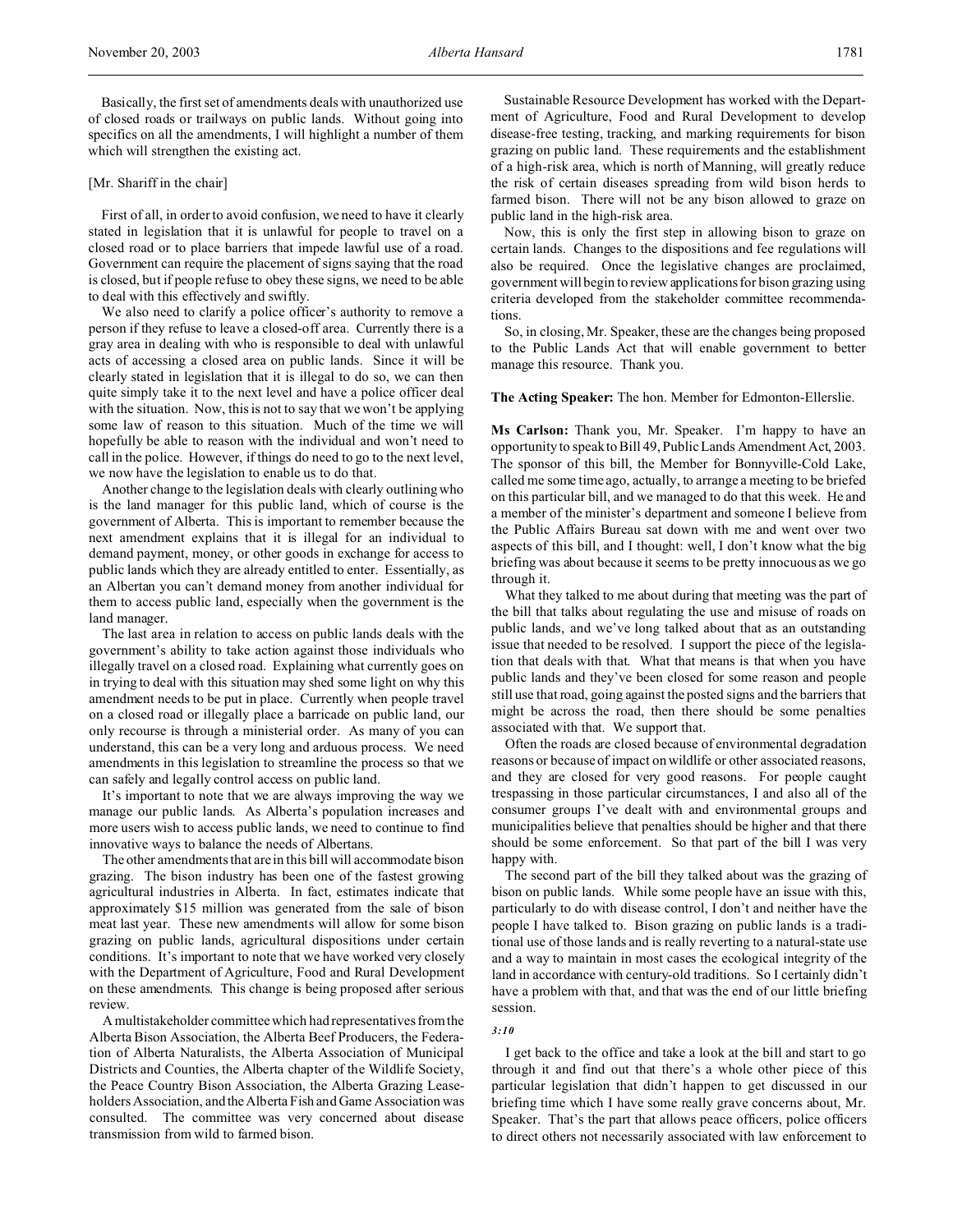Basically, the first set of amendments deals with unauthorized use of closed roads or trailways on public lands. Without going into specifics on all the amendments, I will highlight a number of them which will strengthen the existing act.

[Mr. Shariff in the chair]

First of all, in order to avoid confusion, we need to have it clearly stated in legislation that it is unlawful for people to travel on a closed road or to place barriers that impede lawful use of a road. Government can require the placement of signs saying that the road is closed, but if people refuse to obey these signs, we need to be able to deal with this effectively and swiftly.

We also need to clarify a police officer's authority to remove a person if they refuse to leave a closed-off area. Currently there is a gray area in dealing with who is responsible to deal with unlawful acts of accessing a closed area on public lands. Since it will be clearly stated in legislation that it is illegal to do so, we can then quite simply take it to the next level and have a police officer deal with the situation. Now, this is not to say that we won't be applying some law of reason to this situation. Much of the time we will hopefully be able to reason with the individual and won't need to call in the police. However, if things do need to go to the next level, we now have the legislation to enable us to do that.

Another change to the legislation deals with clearly outlining who is the land manager for this public land, which of course is the government of Alberta. This is important to remember because the next amendment explains that it is illegal for an individual to demand payment, money, or other goods in exchange for access to public lands which they are already entitled to enter. Essentially, as an Albertan you can't demand money from another individual for them to access public land, especially when the government is the land manager.

The last area in relation to access on public lands deals with the government's ability to take action against those individuals who illegally travel on a closed road. Explaining what currently goes on in trying to deal with this situation may shed some light on why this amendment needs to be put in place. Currently when people travel on a closed road or illegally place a barricade on public land, our only recourse is through a ministerial order. As many of you can understand, this can be a very long and arduous process. We need amendments in this legislation to streamline the process so that we can safely and legally control access on public land.

It's important to note that we are always improving the way we manage our public lands. As Alberta's population increases and more users wish to access public lands, we need to continue to find innovative ways to balance the needs of Albertans.

The other amendments that are in this bill will accommodate bison grazing. The bison industry has been one of the fastest growing agricultural industries in Alberta. In fact, estimates indicate that approximately $15 million was generated from the sale of bison meat last year. These new amendments will allow for some bison grazing on public lands, agricultural dispositions under certain conditions. It's important to note that we have worked very closely with the Department of Agriculture, Food and Rural Development on these amendments. This change is being proposed after serious review.

A multistakeholder committee which had representatives from the Alberta Bison Association, the Alberta Beef Producers, the Federation of Alberta Naturalists, the Alberta Association of Municipal Districts and Counties, the Alberta chapter of the Wildlife Society, the Peace Country Bison Association, the Alberta Grazing Leaseholders Association, and the Alberta Fish and Game Association was consulted. The committee was very concerned about disease transmission from wild to farmed bison.

Sustainable Resource Development has worked with the Department of Agriculture, Food and Rural Development to develop disease-free testing, tracking, and marking requirements for bison grazing on public land. These requirements and the establishment of a high-risk area, which is north of Manning, will greatly reduce the risk of certain diseases spreading from wild bison herds to farmed bison. There will not be any bison allowed to graze on public land in the high-risk area.

Now, this is only the first step in allowing bison to graze on certain lands. Changes to the dispositions and fee regulations will also be required. Once the legislative changes are proclaimed, government will begin to review applications for bison grazing using criteria developed from the stakeholder committee recommendations.

So, in closing, Mr. Speaker, these are the changes being proposed to the Public Lands Act that will enable government to better manage this resource. Thank you.

**The Acting Speaker:** The hon. Member for Edmonton-Ellerslie.

**Ms Carlson:** Thank you, Mr. Speaker. I'm happy to have an opportunity to speak to Bill 49, Public Lands Amendment Act, 2003. The sponsor of this bill, the Member for Bonnyville-Cold Lake, called me some time ago, actually, to arrange a meeting to be briefed on this particular bill, and we managed to do that this week. He and a member of the minister's department and someone I believe from the Public Affairs Bureau sat down with me and went over two aspects of this bill, and I thought: well, I don't know what the big briefing was about because it seems to be pretty innocuous as we go through it.

What they talked to me about during that meeting was the part of the bill that talks about regulating the use and misuse of roads on public lands, and we've long talked about that as an outstanding issue that needed to be resolved. I support the piece of the legislation that deals with that. What that means is that when you have public lands and they've been closed for some reason and people still use that road, going against the posted signs and the barriers that might be across the road, then there should be some penalties associated with that. We support that.

Often the roads are closed because of environmental degradation reasons or because of impact on wildlife or other associated reasons, and they are closed for very good reasons. For people caught trespassing in those particular circumstances, I and also all of the consumer groups I've dealt with and environmental groups and municipalities believe that penalties should be higher and that there should be some enforcement. So that part of the bill I was very happy with.

The second part of the bill they talked about was the grazing of bison on public lands. While some people have an issue with this, particularly to do with disease control, I don't and neither have the people I have talked to. Bison grazing on public lands is a traditional use of those lands and is really reverting to a natural-state use and a way to maintain in most cases the ecological integrity of the land in accordance with century-old traditions. So I certainly didn't have a problem with that, and that was the end of our little briefing session.

*3:10*

I get back to the office and take a look at the bill and start to go through it and find out that there's a whole other piece of this particular legislation that didn't happen to get discussed in our briefing time which I have some really grave concerns about, Mr. Speaker. That's the part that allows peace officers, police officers to direct others not necessarily associated with law enforcement to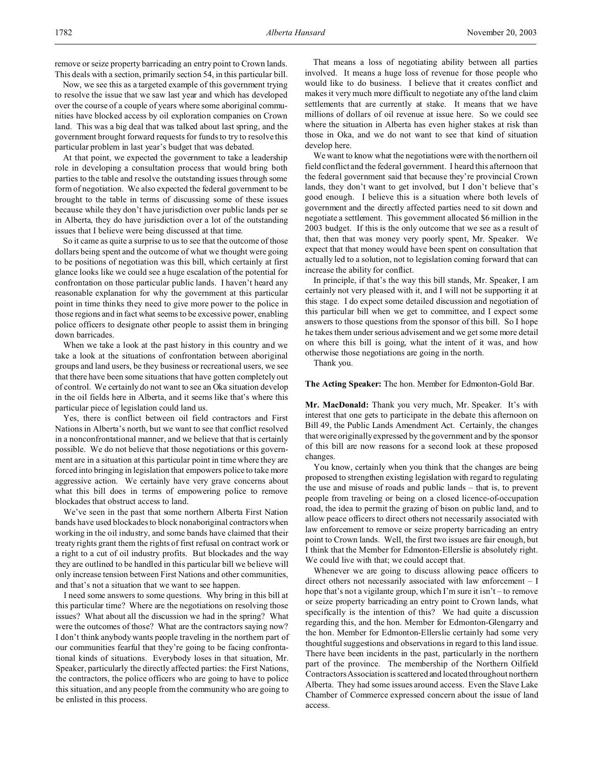remove or seize property barricading an entry point to Crown lands. This deals with a section, primarily section 54, in this particular bill.

Now, we see this as a targeted example of this government trying to resolve the issue that we saw last year and which has developed over the course of a couple of years where some aboriginal communities have blocked access by oil exploration companies on Crown land. This was a big deal that was talked about last spring, and the government brought forward requests for funds to try to resolve this particular problem in last year's budget that was debated.

At that point, we expected the government to take a leadership role in developing a consultation process that would bring both parties to the table and resolve the outstanding issues through some form of negotiation. We also expected the federal government to be brought to the table in terms of discussing some of these issues because while they don't have jurisdiction over public lands per se in Alberta, they do have jurisdiction over a lot of the outstanding issues that I believe were being discussed at that time.

So it came as quite a surprise to us to see that the outcome of those dollars being spent and the outcome of what we thought were going to be positions of negotiation was this bill, which certainly at first glance looks like we could see a huge escalation of the potential for confrontation on those particular public lands. I haven't heard any reasonable explanation for why the government at this particular point in time thinks they need to give more power to the police in those regions and in fact what seems to be excessive power, enabling police officers to designate other people to assist them in bringing down barricades.

When we take a look at the past history in this country and we take a look at the situations of confrontation between aboriginal groups and land users, be they business or recreational users, we see that there have been some situations that have gotten completely out of control. We certainly do not want to see an Oka situation develop in the oil fields here in Alberta, and it seems like that's where this particular piece of legislation could land us.

Yes, there is conflict between oil field contractors and First Nations in Alberta's north, but we want to see that conflict resolved in a nonconfrontational manner, and we believe that that is certainly possible. We do not believe that those negotiations or this government are in a situation at this particular point in time where they are forced into bringing in legislation that empowers police to take more aggressive action. We certainly have very grave concerns about what this bill does in terms of empowering police to remove blockades that obstruct access to land.

We've seen in the past that some northern Alberta First Nation bands have used blockades to block nonaboriginal contractors when working in the oil industry, and some bands have claimed that their treaty rights grant them the rights of first refusal on contract work or a right to a cut of oil industry profits. But blockades and the way they are outlined to be handled in this particular bill we believe will only increase tension between First Nations and other communities, and that's not a situation that we want to see happen.

I need some answers to some questions. Why bring in this bill at this particular time? Where are the negotiations on resolving those issues? What about all the discussion we had in the spring? What were the outcomes of those? What are the contractors saying now? I don't think anybody wants people traveling in the northern part of our communities fearful that they're going to be facing confrontational kinds of situations. Everybody loses in that situation, Mr. Speaker, particularly the directly affected parties: the First Nations, the contractors, the police officers who are going to have to police this situation, and any people from the community who are going to be enlisted in this process.

That means a loss of negotiating ability between all parties involved. It means a huge loss of revenue for those people who would like to do business. I believe that it creates conflict and makes it very much more difficult to negotiate any of the land claim settlements that are currently at stake. It means that we have millions of dollars of oil revenue at issue here. So we could see where the situation in Alberta has even higher stakes at risk than those in Oka, and we do not want to see that kind of situation develop here.

We want to know what the negotiations were with the northern oil field conflict and the federal government. I heard this afternoon that the federal government said that because they're provincial Crown lands, they don't want to get involved, but I don't believe that's good enough. I believe this is a situation where both levels of government and the directly affected parties need to sit down and negotiate a settlement. This government allocated $6 million in the 2003 budget. If this is the only outcome that we see as a result of that, then that was money very poorly spent, Mr. Speaker. We expect that that money would have been spent on consultation that actually led to a solution, not to legislation coming forward that can increase the ability for conflict.

In principle, if that's the way this bill stands, Mr. Speaker, I am certainly not very pleased with it, and I will not be supporting it at this stage. I do expect some detailed discussion and negotiation of this particular bill when we get to committee, and I expect some answers to those questions from the sponsor of this bill. So I hope he takes them under serious advisement and we get some more detail on where this bill is going, what the intent of it was, and how otherwise those negotiations are going in the north.

Thank you.

**The Acting Speaker:** The hon. Member for Edmonton-Gold Bar.

**Mr. MacDonald:** Thank you very much, Mr. Speaker. It's with interest that one gets to participate in the debate this afternoon on Bill 49, the Public Lands Amendment Act. Certainly, the changes that were originally expressed by the government and by the sponsor of this bill are now reasons for a second look at these proposed changes.

You know, certainly when you think that the changes are being proposed to strengthen existing legislation with regard to regulating the use and misuse of roads and public lands – that is, to prevent people from traveling or being on a closed licence-of-occupation road, the idea to permit the grazing of bison on public land, and to allow peace officers to direct others not necessarily associated with law enforcement to remove or seize property barricading an entry point to Crown lands. Well, the first two issues are fair enough, but I think that the Member for Edmonton-Ellerslie is absolutely right. We could live with that; we could accept that.

Whenever we are going to discuss allowing peace officers to direct others not necessarily associated with law enforcement – I hope that's not a vigilante group, which I'm sure it isn't – to remove or seize property barricading an entry point to Crown lands, what specifically is the intention of this? We had quite a discussion regarding this, and the hon. Member for Edmonton-Glengarry and the hon. Member for Edmonton-Ellerslie certainly had some very thoughtful suggestions and observations in regard to this land issue. There have been incidents in the past, particularly in the northern part of the province. The membership of the Northern Oilfield Contractors Association is scattered and located throughout northern Alberta. They had some issues around access. Even the Slave Lake Chamber of Commerce expressed concern about the issue of land access.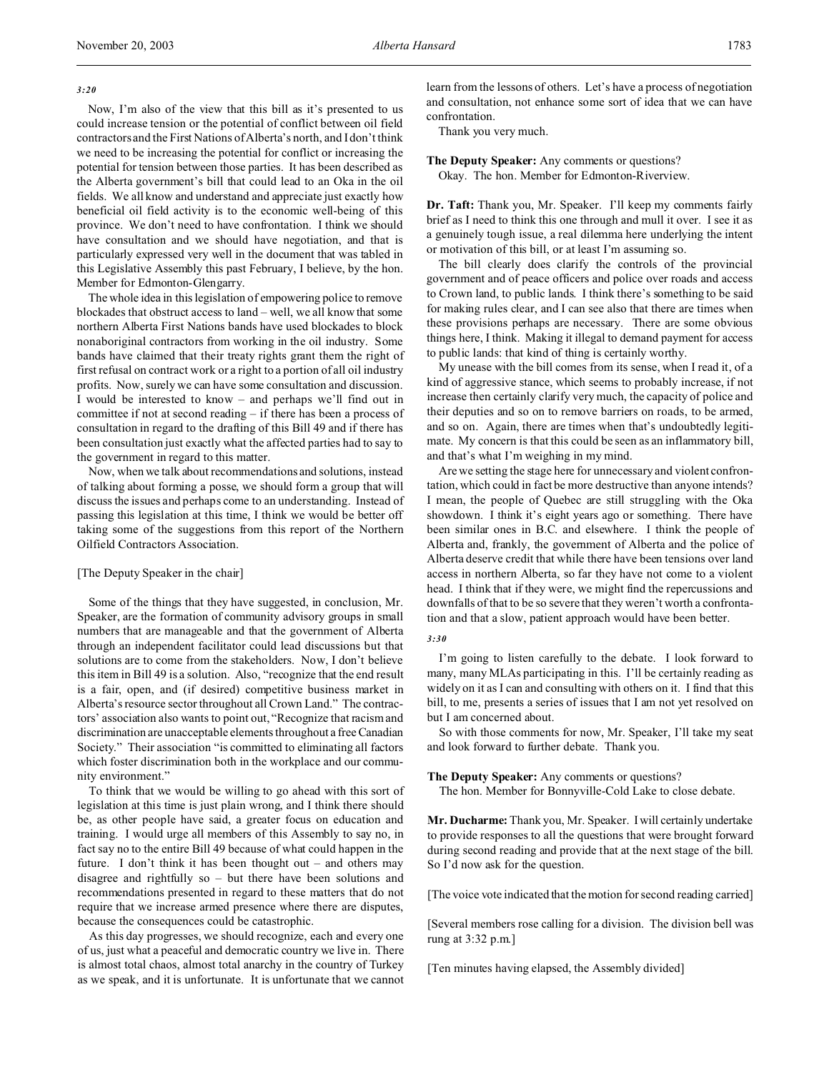*3:20*

Now, I'm also of the view that this bill as it's presented to us could increase tension or the potential of conflict between oil field contractors and the First Nations of Alberta's north, and I don't think we need to be increasing the potential for conflict or increasing the potential for tension between those parties. It has been described as the Alberta government's bill that could lead to an Oka in the oil fields. We all know and understand and appreciate just exactly how beneficial oil field activity is to the economic well-being of this province. We don't need to have confrontation. I think we should have consultation and we should have negotiation, and that is particularly expressed very well in the document that was tabled in this Legislative Assembly this past February, I believe, by the hon. Member for Edmonton-Glengarry.

The whole idea in this legislation of empowering police to remove blockades that obstruct access to land – well, we all know that some northern Alberta First Nations bands have used blockades to block nonaboriginal contractors from working in the oil industry. Some bands have claimed that their treaty rights grant them the right of first refusal on contract work or a right to a portion of all oil industry profits. Now, surely we can have some consultation and discussion. I would be interested to know – and perhaps we'll find out in committee if not at second reading – if there has been a process of consultation in regard to the drafting of this Bill 49 and if there has been consultation just exactly what the affected parties had to say to the government in regard to this matter.

Now, when we talk about recommendations and solutions, instead of talking about forming a posse, we should form a group that will discuss the issues and perhaps come to an understanding. Instead of passing this legislation at this time, I think we would be better off taking some of the suggestions from this report of the Northern Oilfield Contractors Association.

[The Deputy Speaker in the chair]

Some of the things that they have suggested, in conclusion, Mr. Speaker, are the formation of community advisory groups in small numbers that are manageable and that the government of Alberta through an independent facilitator could lead discussions but that solutions are to come from the stakeholders. Now, I don't believe this item in Bill 49 is a solution. Also, "recognize that the end result is a fair, open, and (if desired) competitive business market in Alberta's resource sector throughout all Crown Land." The contractors' association also wants to point out, "Recognize that racism and discrimination are unacceptable elements throughout a free Canadian Society." Their association "is committed to eliminating all factors which foster discrimination both in the workplace and our community environment."

To think that we would be willing to go ahead with this sort of legislation at this time is just plain wrong, and I think there should be, as other people have said, a greater focus on education and training. I would urge all members of this Assembly to say no, in fact say no to the entire Bill 49 because of what could happen in the future. I don't think it has been thought out – and others may disagree and rightfully so – but there have been solutions and recommendations presented in regard to these matters that do not require that we increase armed presence where there are disputes, because the consequences could be catastrophic.

As this day progresses, we should recognize, each and every one of us, just what a peaceful and democratic country we live in. There is almost total chaos, almost total anarchy in the country of Turkey as we speak, and it is unfortunate. It is unfortunate that we cannot learn from the lessons of others. Let's have a process of negotiation and consultation, not enhance some sort of idea that we can have confrontation.

Thank you very much.

**The Deputy Speaker:** Any comments or questions?

Okay. The hon. Member for Edmonton-Riverview.

**Dr. Taft:** Thank you, Mr. Speaker. I'll keep my comments fairly brief as I need to think this one through and mull it over. I see it as a genuinely tough issue, a real dilemma here underlying the intent or motivation of this bill, or at least I'm assuming so.

The bill clearly does clarify the controls of the provincial government and of peace officers and police over roads and access to Crown land, to public lands. I think there's something to be said for making rules clear, and I can see also that there are times when these provisions perhaps are necessary. There are some obvious things here, I think. Making it illegal to demand payment for access to public lands: that kind of thing is certainly worthy.

My unease with the bill comes from its sense, when I read it, of a kind of aggressive stance, which seems to probably increase, if not increase then certainly clarify very much, the capacity of police and their deputies and so on to remove barriers on roads, to be armed, and so on. Again, there are times when that's undoubtedly legitimate. My concern is that this could be seen as an inflammatory bill, and that's what I'm weighing in my mind.

Are we setting the stage here for unnecessary and violent confrontation, which could in fact be more destructive than anyone intends? I mean, the people of Quebec are still struggling with the Oka showdown. I think it's eight years ago or something. There have been similar ones in B.C. and elsewhere. I think the people of Alberta and, frankly, the government of Alberta and the police of Alberta deserve credit that while there have been tensions over land access in northern Alberta, so far they have not come to a violent head. I think that if they were, we might find the repercussions and downfalls of that to be so severe that they weren't worth a confrontation and that a slow, patient approach would have been better.

*3:30*

I'm going to listen carefully to the debate. I look forward to many, many MLAs participating in this. I'll be certainly reading as widely on it as I can and consulting with others on it. I find that this bill, to me, presents a series of issues that I am not yet resolved on but I am concerned about.

So with those comments for now, Mr. Speaker, I'll take my seat and look forward to further debate. Thank you.

**The Deputy Speaker:** Any comments or questions?

The hon. Member for Bonnyville-Cold Lake to close debate.

**Mr. Ducharme:** Thank you, Mr. Speaker. I will certainly undertake to provide responses to all the questions that were brought forward during second reading and provide that at the next stage of the bill. So I'd now ask for the question.

[The voice vote indicated that the motion for second reading carried]

[Several members rose calling for a division. The division bell was rung at 3:32 p.m.]

[Ten minutes having elapsed, the Assembly divided]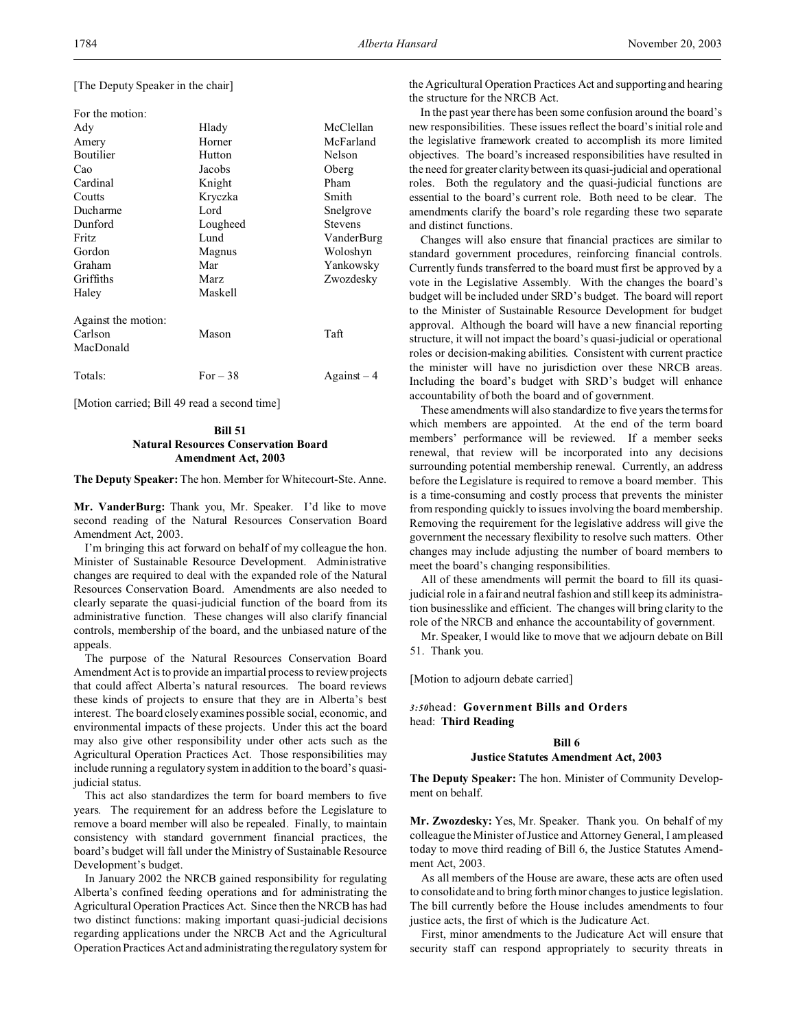[The Deputy Speaker in the chair]

For the motion:

| | | |
|---|---|---|
| Ady | Hlady | McClellan |
| Amery | Horner | McFarland |
| Boutilier | Hutton | Nelson |
| Cao | Jacobs | Oberg |
| Cardinal | Knight | Pham |
| Coutts | Kryczka | Smith |
| Ducharme | Lord | Snelgrove |
| Dunford | Lougheed | Stevens |
| Fritz | Lund | VanderBurg |
| Gordon | Magnus | Woloshyn |
| Graham | Mar | Yankowsky |
| Griffiths | Marz | Zwozdesky |
| Haley | Maskell | |

Against the motion:

| | | |
|---|---|---|
| Carlson | Mason | Taft |
| MacDonald | | |

| | | |
|---|---|---|
| Totals: | For – 38 | Against – 4 |

[Motion carried; Bill 49 read a second time]

## Bill 51
## Natural Resources Conservation Board Amendment Act, 2003

**The Deputy Speaker:** The hon. Member for Whitecourt-Ste. Anne.

**Mr. VanderBurg:** Thank you, Mr. Speaker. I'd like to move second reading of the Natural Resources Conservation Board Amendment Act, 2003.

I'm bringing this act forward on behalf of my colleague the hon. Minister of Sustainable Resource Development. Administrative changes are required to deal with the expanded role of the Natural Resources Conservation Board. Amendments are also needed to clearly separate the quasi-judicial function of the board from its administrative function. These changes will also clarify financial controls, membership of the board, and the unbiased nature of the appeals.

The purpose of the Natural Resources Conservation Board Amendment Act is to provide an impartial process to review projects that could affect Alberta's natural resources. The board reviews these kinds of projects to ensure that they are in Alberta's best interest. The board closely examines possible social, economic, and environmental impacts of these projects. Under this act the board may also give other responsibility under other acts such as the Agricultural Operation Practices Act. Those responsibilities may include running a regulatory system in addition to the board's quasi-judicial status.

This act also standardizes the term for board members to five years. The requirement for an address before the Legislature to remove a board member will also be repealed. Finally, to maintain consistency with standard government financial practices, the board's budget will fall under the Ministry of Sustainable Resource Development's budget.

In January 2002 the NRCB gained responsibility for regulating Alberta's confined feeding operations and for administrating the Agricultural Operation Practices Act. Since then the NRCB has had two distinct functions: making important quasi-judicial decisions regarding applications under the NRCB Act and the Agricultural Operation Practices Act and administrating the regulatory system for the Agricultural Operation Practices Act and supporting and hearing the structure for the NRCB Act.

In the past year there has been some confusion around the board's new responsibilities. These issues reflect the board's initial role and the legislative framework created to accomplish its more limited objectives. The board's increased responsibilities have resulted in the need for greater clarity between its quasi-judicial and operational roles. Both the regulatory and the quasi-judicial functions are essential to the board's current role. Both need to be clear. The amendments clarify the board's role regarding these two separate and distinct functions.

Changes will also ensure that financial practices are similar to standard government procedures, reinforcing financial controls. Currently funds transferred to the board must first be approved by a vote in the Legislative Assembly. With the changes the board's budget will be included under SRD's budget. The board will report to the Minister of Sustainable Resource Development for budget approval. Although the board will have a new financial reporting structure, it will not impact the board's quasi-judicial or operational roles or decision-making abilities. Consistent with current practice the minister will have no jurisdiction over these NRCB areas. Including the board's budget with SRD's budget will enhance accountability of both the board and of government.

These amendments will also standardize to five years the terms for which members are appointed. At the end of the term board members' performance will be reviewed. If a member seeks renewal, that review will be incorporated into any decisions surrounding potential membership renewal. Currently, an address before the Legislature is required to remove a board member. This is a time-consuming and costly process that prevents the minister from responding quickly to issues involving the board membership. Removing the requirement for the legislative address will give the government the necessary flexibility to resolve such matters. Other changes may include adjusting the number of board members to meet the board's changing responsibilities.

All of these amendments will permit the board to fill its quasi-judicial role in a fair and neutral fashion and still keep its administration businesslike and efficient. The changes will bring clarity to the role of the NRCB and enhance the accountability of government.

Mr. Speaker, I would like to move that we adjourn debate on Bill 51. Thank you.

[Motion to adjourn debate carried]

*3:50* head: **Government Bills and Orders**
head: **Third Reading**

## Bill 6
## Justice Statutes Amendment Act, 2003

**The Deputy Speaker:** The hon. Minister of Community Development on behalf.

**Mr. Zwozdesky:** Yes, Mr. Speaker. Thank you. On behalf of my colleague the Minister of Justice and Attorney General, I am pleased today to move third reading of Bill 6, the Justice Statutes Amendment Act, 2003.

As all members of the House are aware, these acts are often used to consolidate and to bring forth minor changes to justice legislation. The bill currently before the House includes amendments to four justice acts, the first of which is the Judicature Act.

First, minor amendments to the Judicature Act will ensure that security staff can respond appropriately to security threats in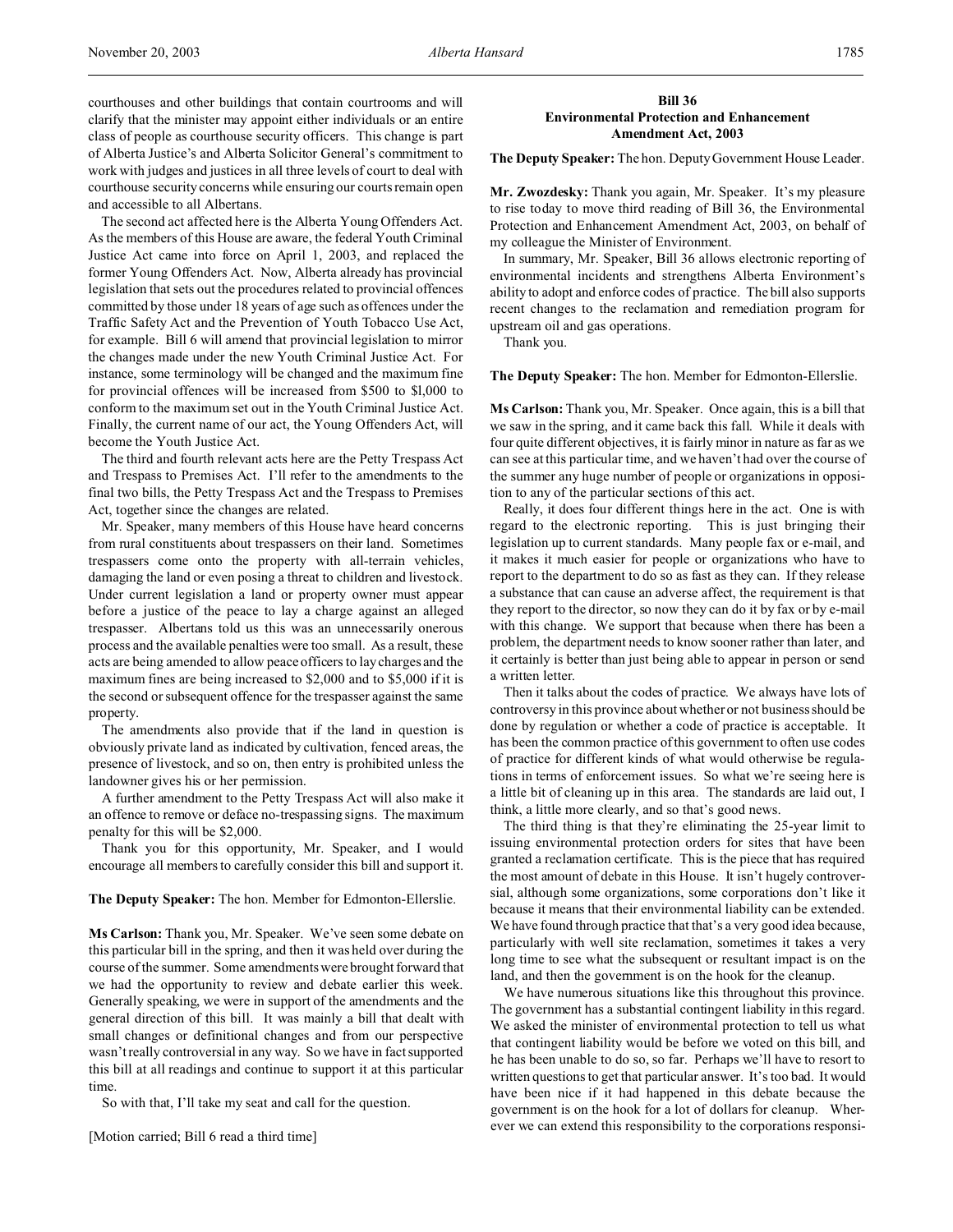courthouses and other buildings that contain courtrooms and will clarify that the minister may appoint either individuals or an entire class of people as courthouse security officers. This change is part of Alberta Justice's and Alberta Solicitor General's commitment to work with judges and justices in all three levels of court to deal with courthouse security concerns while ensuring our courts remain open and accessible to all Albertans.

The second act affected here is the Alberta Young Offenders Act. As the members of this House are aware, the federal Youth Criminal Justice Act came into force on April 1, 2003, and replaced the former Young Offenders Act. Now, Alberta already has provincial legislation that sets out the procedures related to provincial offences committed by those under 18 years of age such as offences under the Traffic Safety Act and the Prevention of Youth Tobacco Use Act, for example. Bill 6 will amend that provincial legislation to mirror the changes made under the new Youth Criminal Justice Act. For instance, some terminology will be changed and the maximum fine for provincial offences will be increased from $500 to $l,000 to conform to the maximum set out in the Youth Criminal Justice Act. Finally, the current name of our act, the Young Offenders Act, will become the Youth Justice Act.

The third and fourth relevant acts here are the Petty Trespass Act and Trespass to Premises Act. I'll refer to the amendments to the final two bills, the Petty Trespass Act and the Trespass to Premises Act, together since the changes are related.

Mr. Speaker, many members of this House have heard concerns from rural constituents about trespassers on their land. Sometimes trespassers come onto the property with all-terrain vehicles, damaging the land or even posing a threat to children and livestock. Under current legislation a land or property owner must appear before a justice of the peace to lay a charge against an alleged trespasser. Albertans told us this was an unnecessarily onerous process and the available penalties were too small. As a result, these acts are being amended to allow peace officers to lay charges and the maximum fines are being increased to $2,000 and to $5,000 if it is the second or subsequent offence for the trespasser against the same property.

The amendments also provide that if the land in question is obviously private land as indicated by cultivation, fenced areas, the presence of livestock, and so on, then entry is prohibited unless the landowner gives his or her permission.

A further amendment to the Petty Trespass Act will also make it an offence to remove or deface no-trespassing signs. The maximum penalty for this will be $2,000.

Thank you for this opportunity, Mr. Speaker, and I would encourage all members to carefully consider this bill and support it.

**The Deputy Speaker:** The hon. Member for Edmonton-Ellerslie.

**Ms Carlson:** Thank you, Mr. Speaker. We've seen some debate on this particular bill in the spring, and then it was held over during the course of the summer. Some amendments were brought forward that we had the opportunity to review and debate earlier this week. Generally speaking, we were in support of the amendments and the general direction of this bill. It was mainly a bill that dealt with small changes or definitional changes and from our perspective wasn't really controversial in any way. So we have in fact supported this bill at all readings and continue to support it at this particular time.

So with that, I'll take my seat and call for the question.

[Motion carried; Bill 6 read a third time]

## Bill 36
## Environmental Protection and Enhancement Amendment Act, 2003

**The Deputy Speaker:** The hon. Deputy Government House Leader.

**Mr. Zwozdesky:** Thank you again, Mr. Speaker. It's my pleasure to rise today to move third reading of Bill 36, the Environmental Protection and Enhancement Amendment Act, 2003, on behalf of my colleague the Minister of Environment.

In summary, Mr. Speaker, Bill 36 allows electronic reporting of environmental incidents and strengthens Alberta Environment's ability to adopt and enforce codes of practice. The bill also supports recent changes to the reclamation and remediation program for upstream oil and gas operations.

Thank you.

**The Deputy Speaker:** The hon. Member for Edmonton-Ellerslie.

**Ms Carlson:** Thank you, Mr. Speaker. Once again, this is a bill that we saw in the spring, and it came back this fall. While it deals with four quite different objectives, it is fairly minor in nature as far as we can see at this particular time, and we haven't had over the course of the summer any huge number of people or organizations in opposition to any of the particular sections of this act.

Really, it does four different things here in the act. One is with regard to the electronic reporting. This is just bringing their legislation up to current standards. Many people fax or e-mail, and it makes it much easier for people or organizations who have to report to the department to do so as fast as they can. If they release a substance that can cause an adverse affect, the requirement is that they report to the director, so now they can do it by fax or by e-mail with this change. We support that because when there has been a problem, the department needs to know sooner rather than later, and it certainly is better than just being able to appear in person or send a written letter.

Then it talks about the codes of practice. We always have lots of controversy in this province about whether or not business should be done by regulation or whether a code of practice is acceptable. It has been the common practice of this government to often use codes of practice for different kinds of what would otherwise be regulations in terms of enforcement issues. So what we're seeing here is a little bit of cleaning up in this area. The standards are laid out, I think, a little more clearly, and so that's good news.

The third thing is that they're eliminating the 25-year limit to issuing environmental protection orders for sites that have been granted a reclamation certificate. This is the piece that has required the most amount of debate in this House. It isn't hugely controversial, although some organizations, some corporations don't like it because it means that their environmental liability can be extended. We have found through practice that that's a very good idea because, particularly with well site reclamation, sometimes it takes a very long time to see what the subsequent or resultant impact is on the land, and then the government is on the hook for the cleanup.

We have numerous situations like this throughout this province. The government has a substantial contingent liability in this regard. We asked the minister of environmental protection to tell us what that contingent liability would be before we voted on this bill, and he has been unable to do so, so far. Perhaps we'll have to resort to written questions to get that particular answer. It's too bad. It would have been nice if it had happened in this debate because the government is on the hook for a lot of dollars for cleanup. Wherever we can extend this responsibility to the corporations responsi-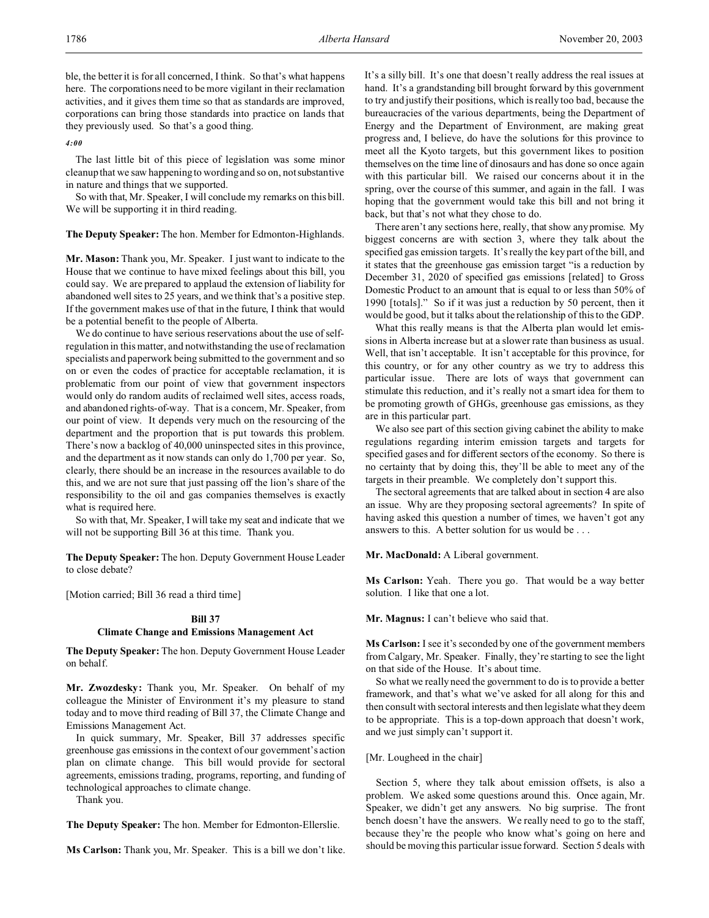ble, the better it is for all concerned, I think. So that's what happens here. The corporations need to be more vigilant in their reclamation activities, and it gives them time so that as standards are improved, corporations can bring those standards into practice on lands that they previously used. So that's a good thing.

*4:00*

The last little bit of this piece of legislation was some minor cleanup that we saw happening to wording and so on, not substantive in nature and things that we supported.

So with that, Mr. Speaker, I will conclude my remarks on this bill. We will be supporting it in third reading.

**The Deputy Speaker:** The hon. Member for Edmonton-Highlands.

**Mr. Mason:** Thank you, Mr. Speaker. I just want to indicate to the House that we continue to have mixed feelings about this bill, you could say. We are prepared to applaud the extension of liability for abandoned well sites to 25 years, and we think that's a positive step. If the government makes use of that in the future, I think that would be a potential benefit to the people of Alberta.

We do continue to have serious reservations about the use of self-regulation in this matter, and notwithstanding the use of reclamation specialists and paperwork being submitted to the government and so on or even the codes of practice for acceptable reclamation, it is problematic from our point of view that government inspectors would only do random audits of reclaimed well sites, access roads, and abandoned rights-of-way. That is a concern, Mr. Speaker, from our point of view. It depends very much on the resourcing of the department and the proportion that is put towards this problem. There's now a backlog of 40,000 uninspected sites in this province, and the department as it now stands can only do 1,700 per year. So, clearly, there should be an increase in the resources available to do this, and we are not sure that just passing off the lion's share of the responsibility to the oil and gas companies themselves is exactly what is required here.

So with that, Mr. Speaker, I will take my seat and indicate that we will not be supporting Bill 36 at this time. Thank you.

**The Deputy Speaker:** The hon. Deputy Government House Leader to close debate?

[Motion carried; Bill 36 read a third time]

**Bill 37**
**Climate Change and Emissions Management Act**

**The Deputy Speaker:** The hon. Deputy Government House Leader on behalf.

**Mr. Zwozdesky:** Thank you, Mr. Speaker. On behalf of my colleague the Minister of Environment it's my pleasure to stand today and to move third reading of Bill 37, the Climate Change and Emissions Management Act.

In quick summary, Mr. Speaker, Bill 37 addresses specific greenhouse gas emissions in the context of our government's action plan on climate change. This bill would provide for sectoral agreements, emissions trading, programs, reporting, and funding of technological approaches to climate change.

Thank you.

**The Deputy Speaker:** The hon. Member for Edmonton-Ellerslie.

**Ms Carlson:** Thank you, Mr. Speaker. This is a bill we don't like. It's a silly bill. It's one that doesn't really address the real issues at hand. It's a grandstanding bill brought forward by this government to try and justify their positions, which is really too bad, because the bureaucracies of the various departments, being the Department of Energy and the Department of Environment, are making great progress and, I believe, do have the solutions for this province to meet all the Kyoto targets, but this government likes to position themselves on the time line of dinosaurs and has done so once again with this particular bill. We raised our concerns about it in the spring, over the course of this summer, and again in the fall. I was hoping that the government would take this bill and not bring it back, but that's not what they chose to do.

There aren't any sections here, really, that show any promise. My biggest concerns are with section 3, where they talk about the specified gas emission targets. It's really the key part of the bill, and it states that the greenhouse gas emission target "is a reduction by December 31, 2020 of specified gas emissions [related] to Gross Domestic Product to an amount that is equal to or less than 50% of 1990 [totals]." So if it was just a reduction by 50 percent, then it would be good, but it talks about the relationship of this to the GDP.

What this really means is that the Alberta plan would let emissions in Alberta increase but at a slower rate than business as usual. Well, that isn't acceptable. It isn't acceptable for this province, for this country, or for any other country as we try to address this particular issue. There are lots of ways that government can stimulate this reduction, and it's really not a smart idea for them to be promoting growth of GHGs, greenhouse gas emissions, as they are in this particular part.

We also see part of this section giving cabinet the ability to make regulations regarding interim emission targets and targets for specified gases and for different sectors of the economy. So there is no certainty that by doing this, they'll be able to meet any of the targets in their preamble. We completely don't support this.

The sectoral agreements that are talked about in section 4 are also an issue. Why are they proposing sectoral agreements? In spite of having asked this question a number of times, we haven't got any answers to this. A better solution for us would be . . .

**Mr. MacDonald:** A Liberal government.

**Ms Carlson:** Yeah. There you go. That would be a way better solution. I like that one a lot.

**Mr. Magnus:** I can't believe who said that.

**Ms Carlson:** I see it's seconded by one of the government members from Calgary, Mr. Speaker. Finally, they're starting to see the light on that side of the House. It's about time.

So what we really need the government to do is to provide a better framework, and that's what we've asked for all along for this and then consult with sectoral interests and then legislate what they deem to be appropriate. This is a top-down approach that doesn't work, and we just simply can't support it.

[Mr. Lougheed in the chair]

Section 5, where they talk about emission offsets, is also a problem. We asked some questions around this. Once again, Mr. Speaker, we didn't get any answers. No big surprise. The front bench doesn't have the answers. We really need to go to the staff, because they're the people who know what's going on here and should be moving this particular issue forward. Section 5 deals with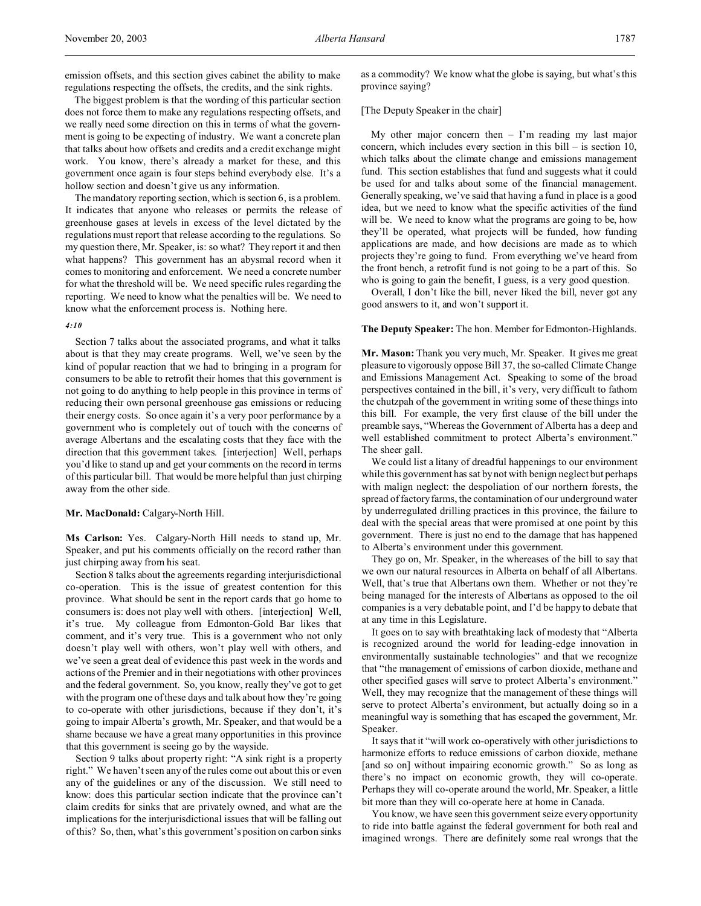emission offsets, and this section gives cabinet the ability to make regulations respecting the offsets, the credits, and the sink rights.

The biggest problem is that the wording of this particular section does not force them to make any regulations respecting offsets, and we really need some direction on this in terms of what the government is going to be expecting of industry. We want a concrete plan that talks about how offsets and credits and a credit exchange might work. You know, there's already a market for these, and this government once again is four steps behind everybody else. It's a hollow section and doesn't give us any information.

The mandatory reporting section, which is section 6, is a problem. It indicates that anyone who releases or permits the release of greenhouse gases at levels in excess of the level dictated by the regulations must report that release according to the regulations. So my question there, Mr. Speaker, is: so what? They report it and then what happens? This government has an abysmal record when it comes to monitoring and enforcement. We need a concrete number for what the threshold will be. We need specific rules regarding the reporting. We need to know what the penalties will be. We need to know what the enforcement process is. Nothing here.

*4:10*

Section 7 talks about the associated programs, and what it talks about is that they may create programs. Well, we've seen by the kind of popular reaction that we had to bringing in a program for consumers to be able to retrofit their homes that this government is not going to do anything to help people in this province in terms of reducing their own personal greenhouse gas emissions or reducing their energy costs. So once again it's a very poor performance by a government who is completely out of touch with the concerns of average Albertans and the escalating costs that they face with the direction that this government takes. [interjection] Well, perhaps you'd like to stand up and get your comments on the record in terms of this particular bill. That would be more helpful than just chirping away from the other side.

**Mr. MacDonald:** Calgary-North Hill.

**Ms Carlson:** Yes. Calgary-North Hill needs to stand up, Mr. Speaker, and put his comments officially on the record rather than just chirping away from his seat.

Section 8 talks about the agreements regarding interjurisdictional co-operation. This is the issue of greatest contention for this province. What should be sent in the report cards that go home to consumers is: does not play well with others. [interjection] Well, it's true. My colleague from Edmonton-Gold Bar likes that comment, and it's very true. This is a government who not only doesn't play well with others, won't play well with others, and we've seen a great deal of evidence this past week in the words and actions of the Premier and in their negotiations with other provinces and the federal government. So, you know, really they've got to get with the program one of these days and talk about how they're going to co-operate with other jurisdictions, because if they don't, it's going to impair Alberta's growth, Mr. Speaker, and that would be a shame because we have a great many opportunities in this province that this government is seeing go by the wayside.

Section 9 talks about property right: "A sink right is a property right." We haven't seen any of the rules come out about this or even any of the guidelines or any of the discussion. We still need to know: does this particular section indicate that the province can't claim credits for sinks that are privately owned, and what are the implications for the interjurisdictional issues that will be falling out of this? So, then, what's this government's position on carbon sinks as a commodity? We know what the globe is saying, but what's this province saying?

[The Deputy Speaker in the chair]

My other major concern then – I'm reading my last major concern, which includes every section in this bill – is section 10, which talks about the climate change and emissions management fund. This section establishes that fund and suggests what it could be used for and talks about some of the financial management. Generally speaking, we've said that having a fund in place is a good idea, but we need to know what the specific activities of the fund will be. We need to know what the programs are going to be, how they'll be operated, what projects will be funded, how funding applications are made, and how decisions are made as to which projects they're going to fund. From everything we've heard from the front bench, a retrofit fund is not going to be a part of this. So who is going to gain the benefit, I guess, is a very good question.

Overall, I don't like the bill, never liked the bill, never got any good answers to it, and won't support it.

**The Deputy Speaker:** The hon. Member for Edmonton-Highlands.

**Mr. Mason:** Thank you very much, Mr. Speaker. It gives me great pleasure to vigorously oppose Bill 37, the so-called Climate Change and Emissions Management Act. Speaking to some of the broad perspectives contained in the bill, it's very, very difficult to fathom the chutzpah of the government in writing some of these things into this bill. For example, the very first clause of the bill under the preamble says, "Whereas the Government of Alberta has a deep and well established commitment to protect Alberta's environment." The sheer gall.

We could list a litany of dreadful happenings to our environment while this government has sat by not with benign neglect but perhaps with malign neglect: the despoliation of our northern forests, the spread of factory farms, the contamination of our underground water by underregulated drilling practices in this province, the failure to deal with the special areas that were promised at one point by this government. There is just no end to the damage that has happened to Alberta's environment under this government.

They go on, Mr. Speaker, in the whereases of the bill to say that we own our natural resources in Alberta on behalf of all Albertans. Well, that's true that Albertans own them. Whether or not they're being managed for the interests of Albertans as opposed to the oil companies is a very debatable point, and I'd be happy to debate that at any time in this Legislature.

It goes on to say with breathtaking lack of modesty that "Alberta is recognized around the world for leading-edge innovation in environmentally sustainable technologies" and that we recognize that "the management of emissions of carbon dioxide, methane and other specified gases will serve to protect Alberta's environment." Well, they may recognize that the management of these things will serve to protect Alberta's environment, but actually doing so in a meaningful way is something that has escaped the government, Mr. Speaker.

It says that it "will work co-operatively with other jurisdictions to harmonize efforts to reduce emissions of carbon dioxide, methane [and so on] without impairing economic growth." So as long as there's no impact on economic growth, they will co-operate. Perhaps they will co-operate around the world, Mr. Speaker, a little bit more than they will co-operate here at home in Canada.

You know, we have seen this government seize every opportunity to ride into battle against the federal government for both real and imagined wrongs. There are definitely some real wrongs that the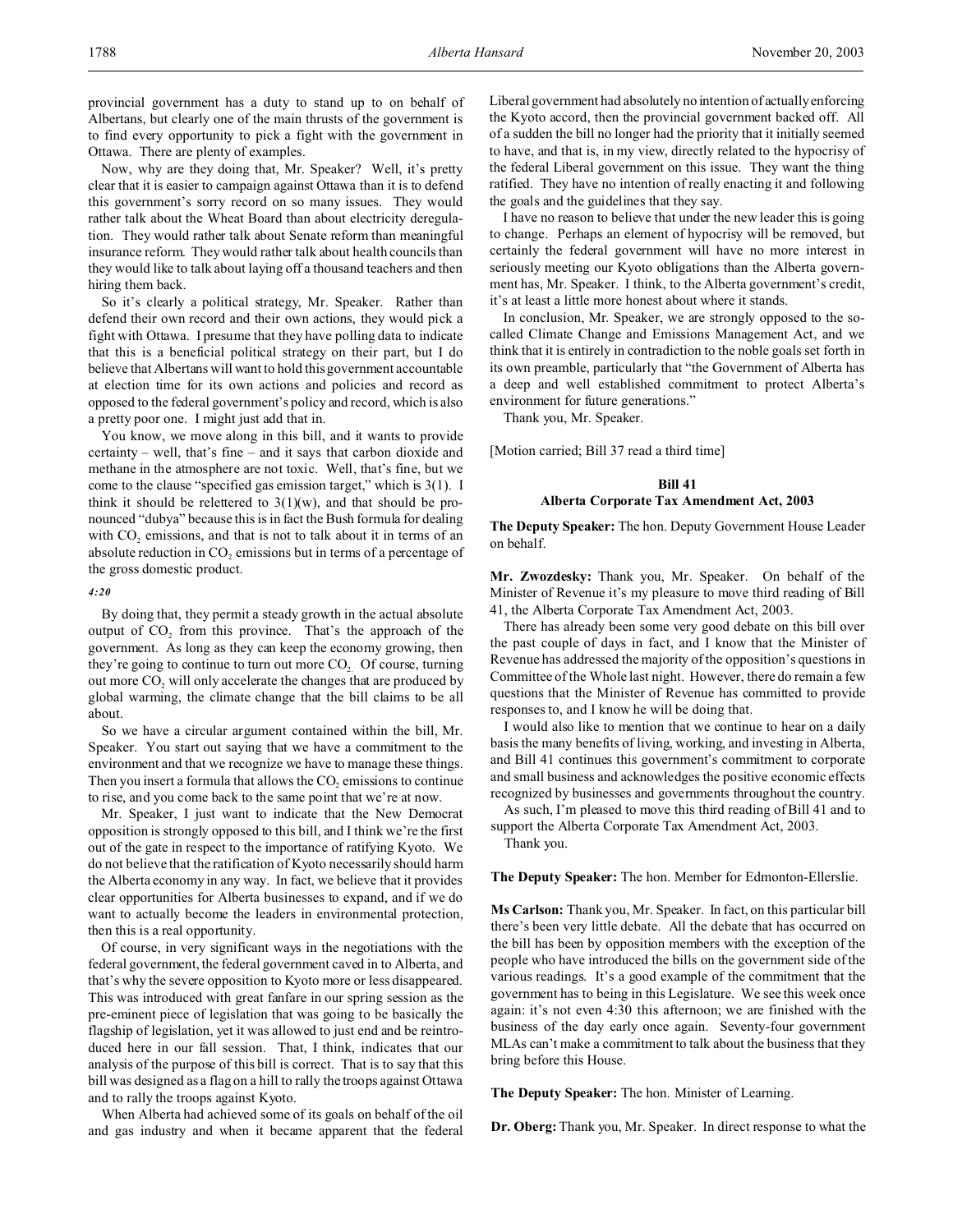provincial government has a duty to stand up to on behalf of Albertans, but clearly one of the main thrusts of the government is to find every opportunity to pick a fight with the government in Ottawa. There are plenty of examples.

Now, why are they doing that, Mr. Speaker? Well, it's pretty clear that it is easier to campaign against Ottawa than it is to defend this government's sorry record on so many issues. They would rather talk about the Wheat Board than about electricity deregulation. They would rather talk about Senate reform than meaningful insurance reform. They would rather talk about health councils than they would like to talk about laying off a thousand teachers and then hiring them back.

So it's clearly a political strategy, Mr. Speaker. Rather than defend their own record and their own actions, they would pick a fight with Ottawa. I presume that they have polling data to indicate that this is a beneficial political strategy on their part, but I do believe that Albertans will want to hold this government accountable at election time for its own actions and policies and record as opposed to the federal government's policy and record, which is also a pretty poor one. I might just add that in.

You know, we move along in this bill, and it wants to provide certainty – well, that's fine – and it says that carbon dioxide and methane in the atmosphere are not toxic. Well, that's fine, but we come to the clause "specified gas emission target," which is 3(1). I think it should be relettered to 3(1)(w), and that should be pronounced "dubya" because this is in fact the Bush formula for dealing with $CO_2$ emissions, and that is not to talk about it in terms of an absolute reduction in $CO_2$ emissions but in terms of a percentage of the gross domestic product.

*4:20*

By doing that, they permit a steady growth in the actual absolute output of $CO_2$ from this province. That's the approach of the government. As long as they can keep the economy growing, then they're going to continue to turn out more $CO_2$. Of course, turning out more $CO_2$ will only accelerate the changes that are produced by global warming, the climate change that the bill claims to be all about.

So we have a circular argument contained within the bill, Mr. Speaker. You start out saying that we have a commitment to the environment and that we recognize we have to manage these things. Then you insert a formula that allows the $CO_2$ emissions to continue to rise, and you come back to the same point that we're at now.

Mr. Speaker, I just want to indicate that the New Democrat opposition is strongly opposed to this bill, and I think we're the first out of the gate in respect to the importance of ratifying Kyoto. We do not believe that the ratification of Kyoto necessarily should harm the Alberta economy in any way. In fact, we believe that it provides clear opportunities for Alberta businesses to expand, and if we do want to actually become the leaders in environmental protection, then this is a real opportunity.

Of course, in very significant ways in the negotiations with the federal government, the federal government caved in to Alberta, and that's why the severe opposition to Kyoto more or less disappeared. This was introduced with great fanfare in our spring session as the pre-eminent piece of legislation that was going to be basically the flagship of legislation, yet it was allowed to just end and be reintroduced here in our fall session. That, I think, indicates that our analysis of the purpose of this bill is correct. That is to say that this bill was designed as a flag on a hill to rally the troops against Ottawa and to rally the troops against Kyoto.

When Alberta had achieved some of its goals on behalf of the oil and gas industry and when it became apparent that the federal Liberal government had absolutely no intention of actually enforcing the Kyoto accord, then the provincial government backed off. All of a sudden the bill no longer had the priority that it initially seemed to have, and that is, in my view, directly related to the hypocrisy of the federal Liberal government on this issue. They want the thing ratified. They have no intention of really enacting it and following the goals and the guidelines that they say.

I have no reason to believe that under the new leader this is going to change. Perhaps an element of hypocrisy will be removed, but certainly the federal government will have no more interest in seriously meeting our Kyoto obligations than the Alberta government has, Mr. Speaker. I think, to the Alberta government's credit, it's at least a little more honest about where it stands.

In conclusion, Mr. Speaker, we are strongly opposed to the so-called Climate Change and Emissions Management Act, and we think that it is entirely in contradiction to the noble goals set forth in its own preamble, particularly that "the Government of Alberta has a deep and well established commitment to protect Alberta's environment for future generations."

Thank you, Mr. Speaker.

[Motion carried; Bill 37 read a third time]

## Bill 41
## Alberta Corporate Tax Amendment Act, 2003

**The Deputy Speaker:** The hon. Deputy Government House Leader on behalf.

**Mr. Zwozdesky:** Thank you, Mr. Speaker. On behalf of the Minister of Revenue it's my pleasure to move third reading of Bill 41, the Alberta Corporate Tax Amendment Act, 2003.

There has already been some very good debate on this bill over the past couple of days in fact, and I know that the Minister of Revenue has addressed the majority of the opposition's questions in Committee of the Whole last night. However, there do remain a few questions that the Minister of Revenue has committed to provide responses to, and I know he will be doing that.

I would also like to mention that we continue to hear on a daily basis the many benefits of living, working, and investing in Alberta, and Bill 41 continues this government's commitment to corporate and small business and acknowledges the positive economic effects recognized by businesses and governments throughout the country.

As such, I'm pleased to move this third reading of Bill 41 and to support the Alberta Corporate Tax Amendment Act, 2003.

Thank you.

**The Deputy Speaker:** The hon. Member for Edmonton-Ellerslie.

**Ms Carlson:** Thank you, Mr. Speaker. In fact, on this particular bill there's been very little debate. All the debate that has occurred on the bill has been by opposition members with the exception of the people who have introduced the bills on the government side of the various readings. It's a good example of the commitment that the government has to being in this Legislature. We see this week once again: it's not even 4:30 this afternoon; we are finished with the business of the day early once again. Seventy-four government MLAs can't make a commitment to talk about the business that they bring before this House.

**The Deputy Speaker:** The hon. Minister of Learning.

**Dr. Oberg:** Thank you, Mr. Speaker. In direct response to what the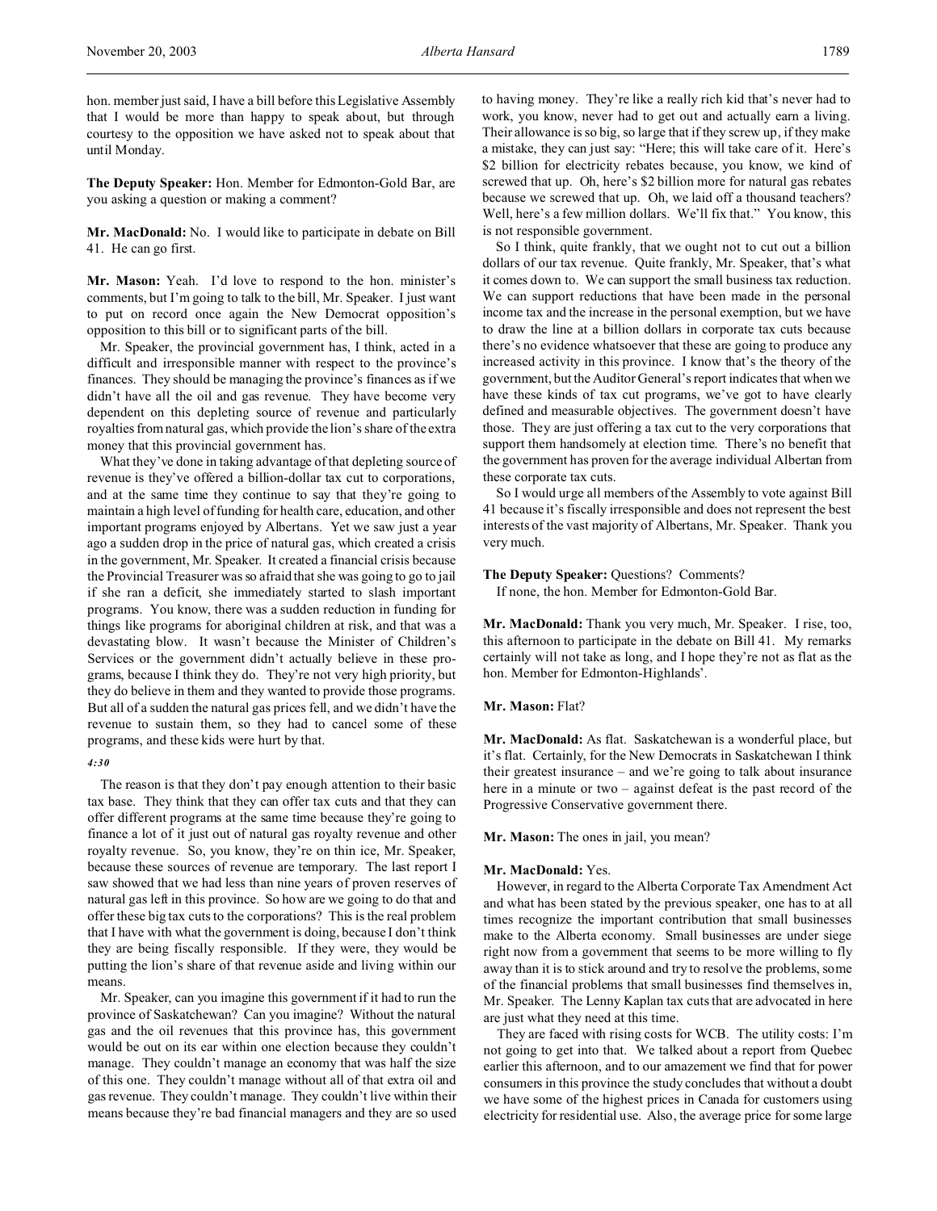hon. member just said, I have a bill before this Legislative Assembly that I would be more than happy to speak about, but through courtesy to the opposition we have asked not to speak about that until Monday.

**The Deputy Speaker:** Hon. Member for Edmonton-Gold Bar, are you asking a question or making a comment?

**Mr. MacDonald:** No. I would like to participate in debate on Bill 41. He can go first.

**Mr. Mason:** Yeah. I'd love to respond to the hon. minister's comments, but I'm going to talk to the bill, Mr. Speaker. I just want to put on record once again the New Democrat opposition's opposition to this bill or to significant parts of the bill.

Mr. Speaker, the provincial government has, I think, acted in a difficult and irresponsible manner with respect to the province's finances. They should be managing the province's finances as if we didn't have all the oil and gas revenue. They have become very dependent on this depleting source of revenue and particularly royalties from natural gas, which provide the lion's share of the extra money that this provincial government has.

What they've done in taking advantage of that depleting source of revenue is they've offered a billion-dollar tax cut to corporations, and at the same time they continue to say that they're going to maintain a high level of funding for health care, education, and other important programs enjoyed by Albertans. Yet we saw just a year ago a sudden drop in the price of natural gas, which created a crisis in the government, Mr. Speaker. It created a financial crisis because the Provincial Treasurer was so afraid that she was going to go to jail if she ran a deficit, she immediately started to slash important programs. You know, there was a sudden reduction in funding for things like programs for aboriginal children at risk, and that was a devastating blow. It wasn't because the Minister of Children's Services or the government didn't actually believe in these programs, because I think they do. They're not very high priority, but they do believe in them and they wanted to provide those programs. But all of a sudden the natural gas prices fell, and we didn't have the revenue to sustain them, so they had to cancel some of these programs, and these kids were hurt by that.

*4:30*

The reason is that they don't pay enough attention to their basic tax base. They think that they can offer tax cuts and that they can offer different programs at the same time because they're going to finance a lot of it just out of natural gas royalty revenue and other royalty revenue. So, you know, they're on thin ice, Mr. Speaker, because these sources of revenue are temporary. The last report I saw showed that we had less than nine years of proven reserves of natural gas left in this province. So how are we going to do that and offer these big tax cuts to the corporations? This is the real problem that I have with what the government is doing, because I don't think they are being fiscally responsible. If they were, they would be putting the lion's share of that revenue aside and living within our means.

Mr. Speaker, can you imagine this government if it had to run the province of Saskatchewan? Can you imagine? Without the natural gas and the oil revenues that this province has, this government would be out on its ear within one election because they couldn't manage. They couldn't manage an economy that was half the size of this one. They couldn't manage without all of that extra oil and gas revenue. They couldn't manage. They couldn't live within their means because they're bad financial managers and they are so used to having money. They're like a really rich kid that's never had to work, you know, never had to get out and actually earn a living. Their allowance is so big, so large that if they screw up, if they make a mistake, they can just say: "Here; this will take care of it. Here's $2 billion for electricity rebates because, you know, we kind of screwed that up. Oh, here's $2 billion more for natural gas rebates because we screwed that up. Oh, we laid off a thousand teachers? Well, here's a few million dollars. We'll fix that." You know, this is not responsible government.

So I think, quite frankly, that we ought not to cut out a billion dollars of our tax revenue. Quite frankly, Mr. Speaker, that's what it comes down to. We can support the small business tax reduction. We can support reductions that have been made in the personal income tax and the increase in the personal exemption, but we have to draw the line at a billion dollars in corporate tax cuts because there's no evidence whatsoever that these are going to produce any increased activity in this province. I know that's the theory of the government, but the Auditor General's report indicates that when we have these kinds of tax cut programs, we've got to have clearly defined and measurable objectives. The government doesn't have those. They are just offering a tax cut to the very corporations that support them handsomely at election time. There's no benefit that the government has proven for the average individual Albertan from these corporate tax cuts.

So I would urge all members of the Assembly to vote against Bill 41 because it's fiscally irresponsible and does not represent the best interests of the vast majority of Albertans, Mr. Speaker. Thank you very much.

**The Deputy Speaker:** Questions? Comments?

If none, the hon. Member for Edmonton-Gold Bar.

**Mr. MacDonald:** Thank you very much, Mr. Speaker. I rise, too, this afternoon to participate in the debate on Bill 41. My remarks certainly will not take as long, and I hope they're not as flat as the hon. Member for Edmonton-Highlands'.

**Mr. Mason:** Flat?

**Mr. MacDonald:** As flat. Saskatchewan is a wonderful place, but it's flat. Certainly, for the New Democrats in Saskatchewan I think their greatest insurance – and we're going to talk about insurance here in a minute or two – against defeat is the past record of the Progressive Conservative government there.

**Mr. Mason:** The ones in jail, you mean?

**Mr. MacDonald:** Yes.

However, in regard to the Alberta Corporate Tax Amendment Act and what has been stated by the previous speaker, one has to at all times recognize the important contribution that small businesses make to the Alberta economy. Small businesses are under siege right now from a government that seems to be more willing to fly away than it is to stick around and try to resolve the problems, some of the financial problems that small businesses find themselves in, Mr. Speaker. The Lenny Kaplan tax cuts that are advocated in here are just what they need at this time.

They are faced with rising costs for WCB. The utility costs: I'm not going to get into that. We talked about a report from Quebec earlier this afternoon, and to our amazement we find that for power consumers in this province the study concludes that without a doubt we have some of the highest prices in Canada for customers using electricity for residential use. Also, the average price for some large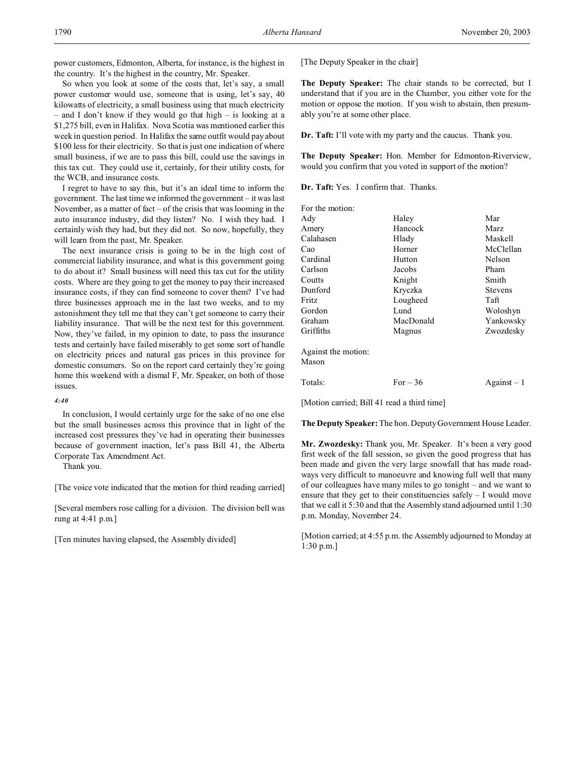power customers, Edmonton, Alberta, for instance, is the highest in the country. It's the highest in the country, Mr. Speaker.

So when you look at some of the costs that, let's say, a small power customer would use, someone that is using, let's say, 40 kilowatts of electricity, a small business using that much electricity – and I don't know if they would go that high – is looking at a $1,275 bill, even in Halifax. Nova Scotia was mentioned earlier this week in question period. In Halifax the same outfit would pay about $100 less for their electricity. So that is just one indication of where small business, if we are to pass this bill, could use the savings in this tax cut. They could use it, certainly, for their utility costs, for the WCB, and insurance costs.

I regret to have to say this, but it's an ideal time to inform the government. The last time we informed the government – it was last November, as a matter of fact – of the crisis that was looming in the auto insurance industry, did they listen? No. I wish they had. I certainly wish they had, but they did not. So now, hopefully, they will learn from the past, Mr. Speaker.

The next insurance crisis is going to be in the high cost of commercial liability insurance, and what is this government going to do about it? Small business will need this tax cut for the utility costs. Where are they going to get the money to pay their increased insurance costs, if they can find someone to cover them? I've had three businesses approach me in the last two weeks, and to my astonishment they tell me that they can't get someone to carry their liability insurance. That will be the next test for this government. Now, they've failed, in my opinion to date, to pass the insurance tests and certainly have failed miserably to get some sort of handle on electricity prices and natural gas prices in this province for domestic consumers. So on the report card certainly they're going home this weekend with a dismal F, Mr. Speaker, on both of those issues.

*4:40*

In conclusion, I would certainly urge for the sake of no one else but the small businesses across this province that in light of the increased cost pressures they've had in operating their businesses because of government inaction, let's pass Bill 41, the Alberta Corporate Tax Amendment Act.

Thank you.

[The voice vote indicated that the motion for third reading carried]

[Several members rose calling for a division. The division bell was rung at 4:41 p.m.]

[Ten minutes having elapsed, the Assembly divided]

[The Deputy Speaker in the chair]

**The Deputy Speaker:** The chair stands to be corrected, but I understand that if you are in the Chamber, you either vote for the motion or oppose the motion. If you wish to abstain, then presumably you're at some other place.

**Dr. Taft:** I'll vote with my party and the caucus. Thank you.

**The Deputy Speaker:** Hon. Member for Edmonton-Riverview, would you confirm that you voted in support of the motion?

**Dr. Taft:** Yes. I confirm that. Thanks.

For the motion:

| | | |
|---|---|---|
| Ady | Haley | Mar |
| Amery | Hancock | Marz |
| Calahasen | Hlady | Maskell |
| Cao | Horner | McClellan |
| Cardinal | Hutton | Nelson |
| Carlson | Jacobs | Pham |
| Coutts | Knight | Smith |
| Dunford | Kryczka | Stevens |
| Fritz | Lougheed | Taft |
| Gordon | Lund | Woloshyn |
| Graham | MacDonald | Yankowsky |
| Griffiths | Magnus | Zwozdesky |

Against the motion:
Mason

| | | |
|---|---|---|
| Totals: | For – 36 | Against – 1 |

[Motion carried; Bill 41 read a third time]

**The Deputy Speaker:** The hon. Deputy Government House Leader.

**Mr. Zwozdesky:** Thank you, Mr. Speaker. It's been a very good first week of the fall session, so given the good progress that has been made and given the very large snowfall that has made roadways very difficult to manoeuvre and knowing full well that many of our colleagues have many miles to go tonight – and we want to ensure that they get to their constituencies safely – I would move that we call it 5:30 and that the Assembly stand adjourned until 1:30 p.m. Monday, November 24.

[Motion carried; at 4:55 p.m. the Assembly adjourned to Monday at 1:30 p.m.]